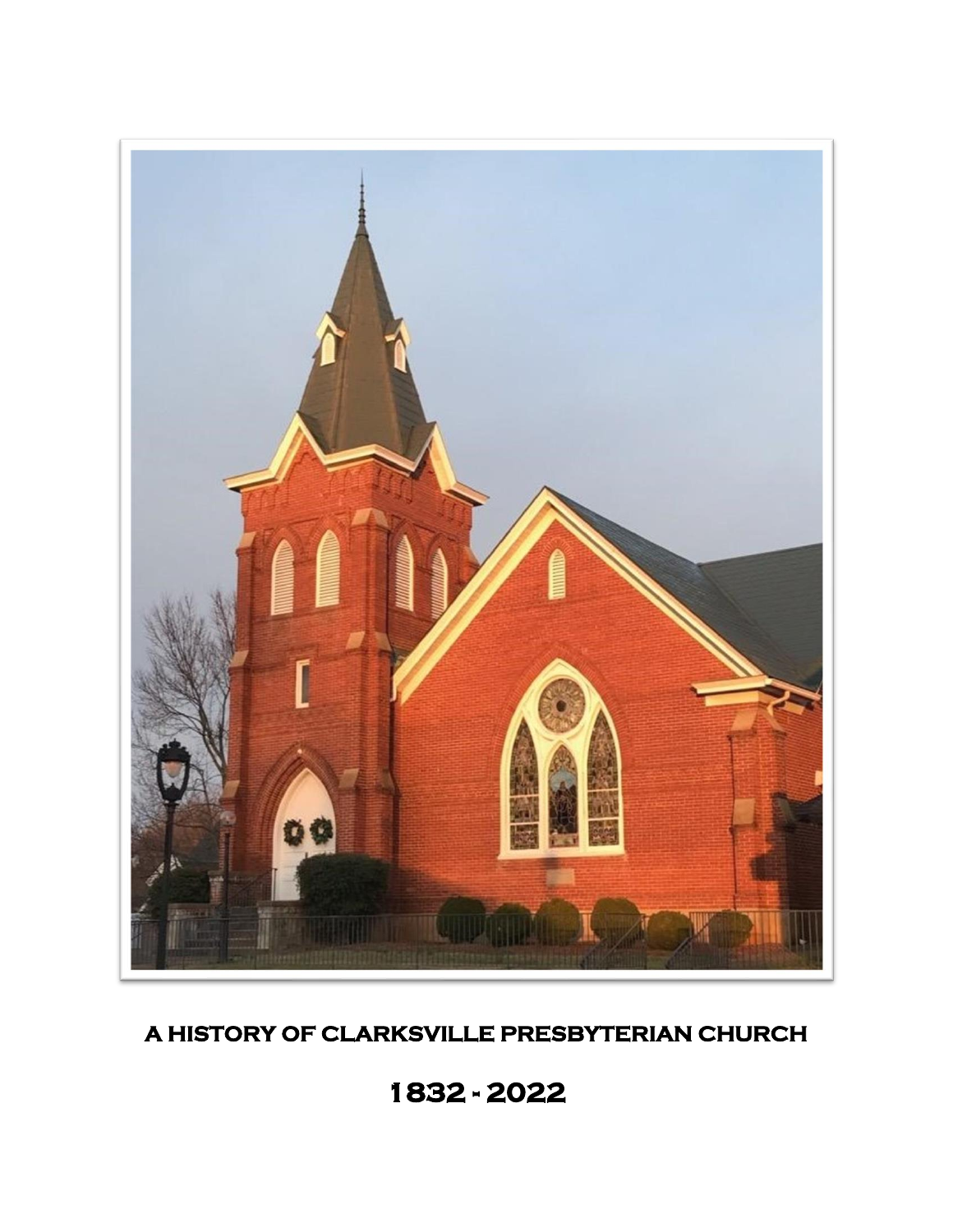# A HISTORY OF CLARKSVILLE PRESBYTERIAN CHURCH

## 1832 - 2022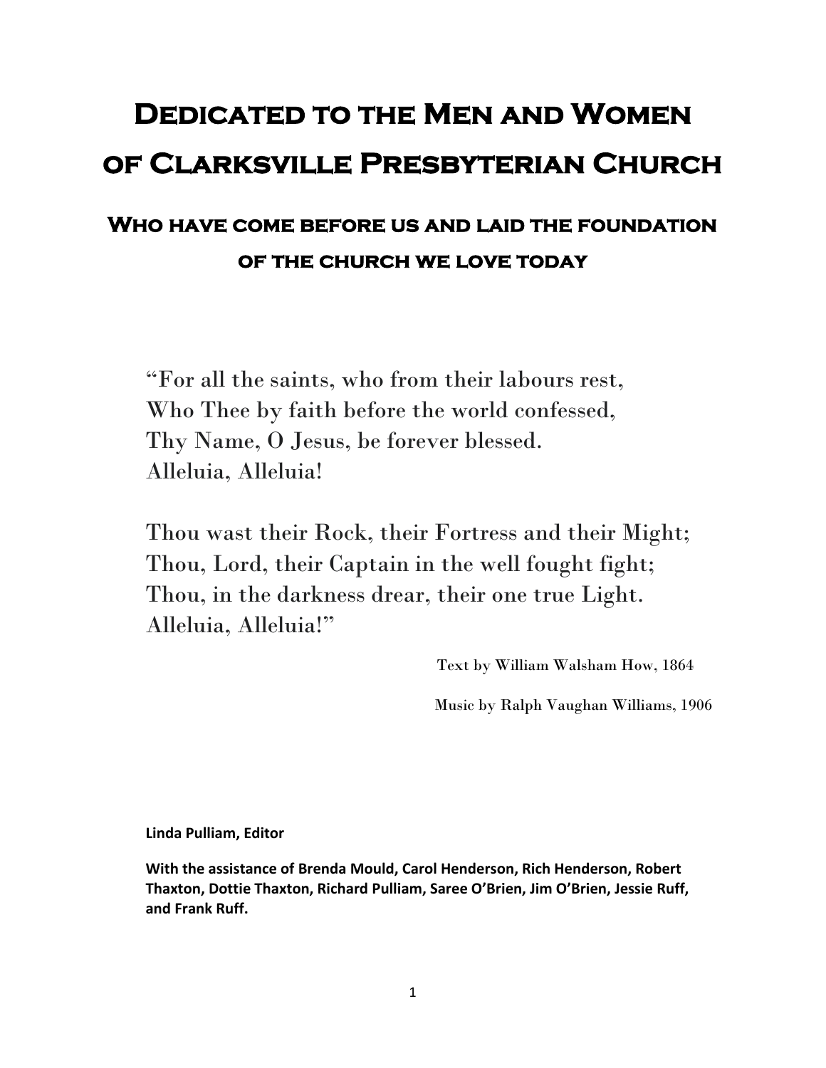# Dedicated to the Men and Women of Clarksville Presbyterian Church

## Who have come before us and laid the foundation of the church we love today

"For all the saints, who from their labours rest,
Who Thee by faith before the world confessed,
Thy Name, O Jesus, be forever blessed.
Alleluia, Alleluia!

Thou wast their Rock, their Fortress and their Might;
Thou, Lord, their Captain in the well fought fight;
Thou, in the darkness drear, their one true Light.
Alleluia, Alleluia!"

Text by William Walsham How, 1864

Music by Ralph Vaughan Williams, 1906

**Linda Pulliam, Editor**

**With the assistance of Brenda Mould, Carol Henderson, Rich Henderson, Robert Thaxton, Dottie Thaxton, Richard Pulliam, Saree O'Brien, Jim O'Brien, Jessie Ruff, and Frank Ruff.**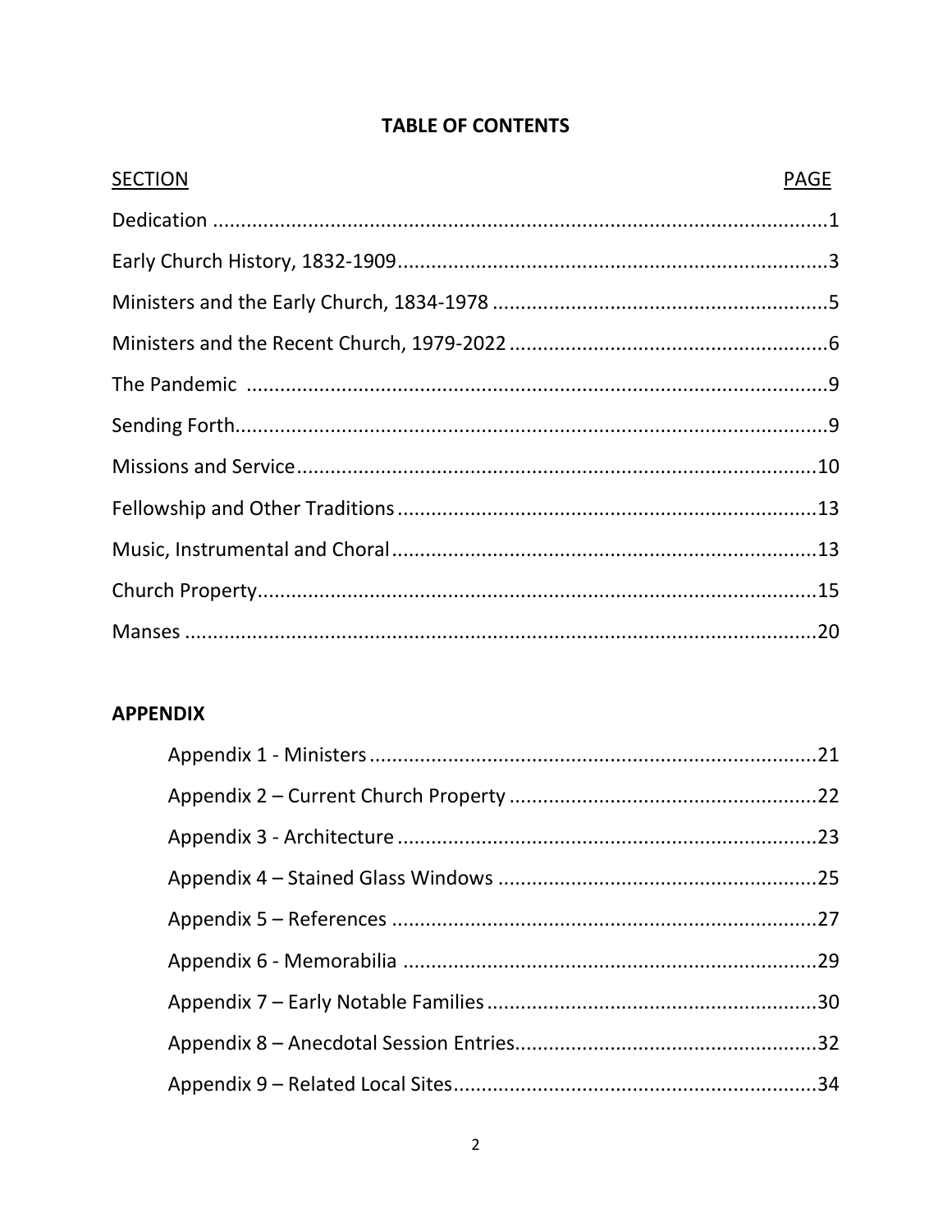# TABLE OF CONTENTS

| SECTION | PAGE |
|---|---|
| Dedication | 1 |
| Early Church History, 1832-1909 | 3 |
| Ministers and the Early Church, 1834-1978 | 5 |
| Ministers and the Recent Church, 1979-2022 | 6 |
| The Pandemic | 9 |
| Sending Forth | 9 |
| Missions and Service | 10 |
| Fellowship and Other Traditions | 13 |
| Music, Instrumental and Choral | 13 |
| Church Property | 15 |
| Manses | 20 |

## APPENDIX

| | |
|---|---|
| Appendix 1 - Ministers | 21 |
| Appendix 2 – Current Church Property | 22 |
| Appendix 3 - Architecture | 23 |
| Appendix 4 – Stained Glass Windows | 25 |
| Appendix 5 – References | 27 |
| Appendix 6 - Memorabilia | 29 |
| Appendix 7 – Early Notable Families | 30 |
| Appendix 8 – Anecdotal Session Entries | 32 |
| Appendix 9 – Related Local Sites | 34 |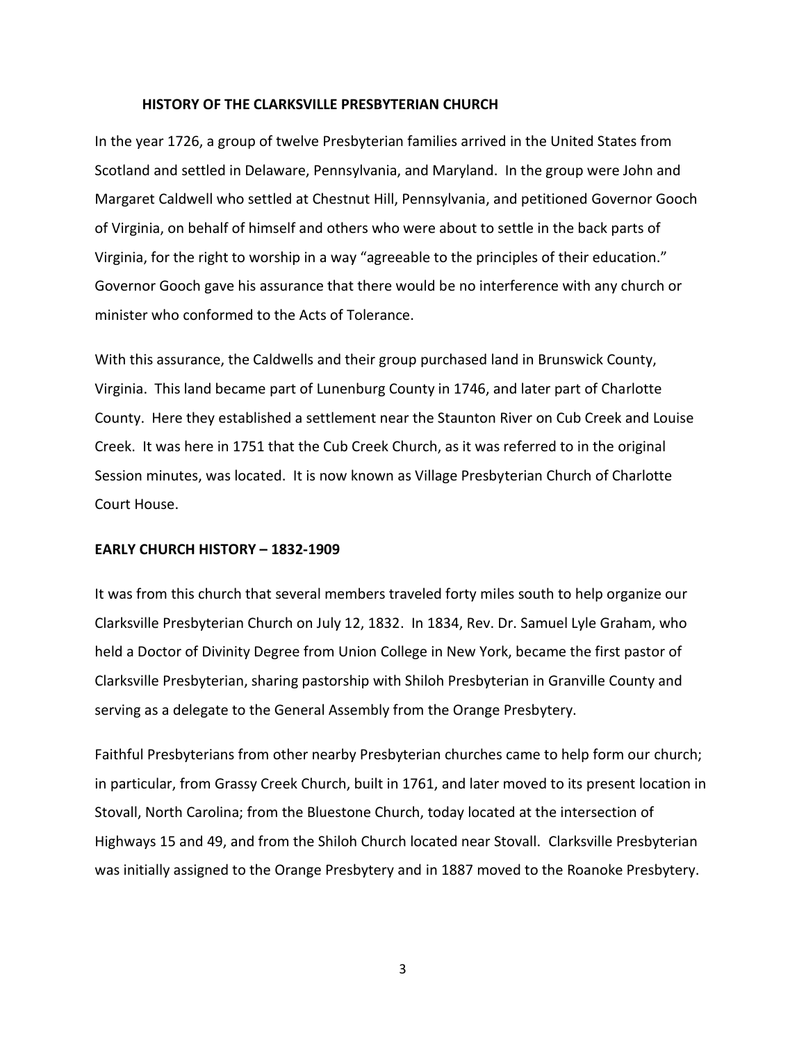## HISTORY OF THE CLARKSVILLE PRESBYTERIAN CHURCH

In the year 1726, a group of twelve Presbyterian families arrived in the United States from Scotland and settled in Delaware, Pennsylvania, and Maryland. In the group were John and Margaret Caldwell who settled at Chestnut Hill, Pennsylvania, and petitioned Governor Gooch of Virginia, on behalf of himself and others who were about to settle in the back parts of Virginia, for the right to worship in a way "agreeable to the principles of their education." Governor Gooch gave his assurance that there would be no interference with any church or minister who conformed to the Acts of Tolerance.

With this assurance, the Caldwells and their group purchased land in Brunswick County, Virginia. This land became part of Lunenburg County in 1746, and later part of Charlotte County. Here they established a settlement near the Staunton River on Cub Creek and Louise Creek. It was here in 1751 that the Cub Creek Church, as it was referred to in the original Session minutes, was located. It is now known as Village Presbyterian Church of Charlotte Court House.

## EARLY CHURCH HISTORY – 1832-1909

It was from this church that several members traveled forty miles south to help organize our Clarksville Presbyterian Church on July 12, 1832. In 1834, Rev. Dr. Samuel Lyle Graham, who held a Doctor of Divinity Degree from Union College in New York, became the first pastor of Clarksville Presbyterian, sharing pastorship with Shiloh Presbyterian in Granville County and serving as a delegate to the General Assembly from the Orange Presbytery.

Faithful Presbyterians from other nearby Presbyterian churches came to help form our church; in particular, from Grassy Creek Church, built in 1761, and later moved to its present location in Stovall, North Carolina; from the Bluestone Church, today located at the intersection of Highways 15 and 49, and from the Shiloh Church located near Stovall. Clarksville Presbyterian was initially assigned to the Orange Presbytery and in 1887 moved to the Roanoke Presbytery.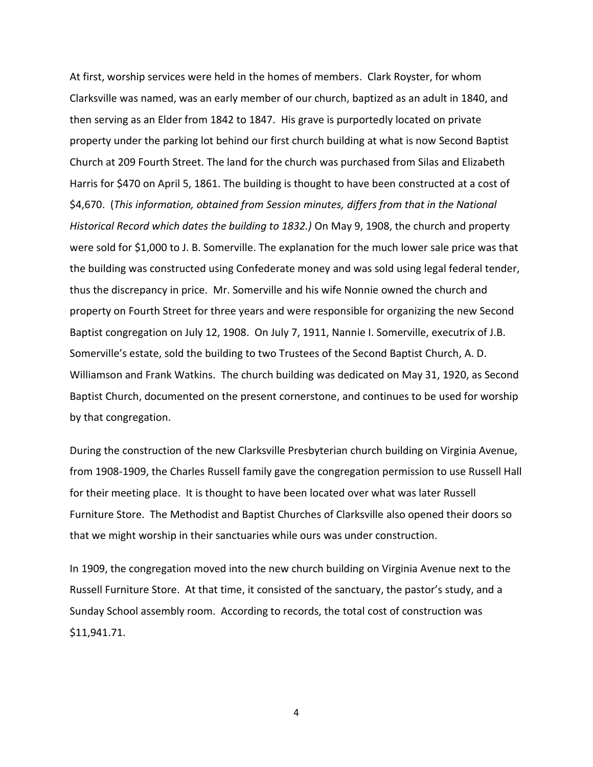At first, worship services were held in the homes of members. Clark Royster, for whom Clarksville was named, was an early member of our church, baptized as an adult in 1840, and then serving as an Elder from 1842 to 1847. His grave is purportedly located on private property under the parking lot behind our first church building at what is now Second Baptist Church at 209 Fourth Street. The land for the church was purchased from Silas and Elizabeth Harris for $470 on April 5, 1861. The building is thought to have been constructed at a cost of $4,670. (*This information, obtained from Session minutes, differs from that in the National Historical Record which dates the building to 1832.)* On May 9, 1908, the church and property were sold for $1,000 to J. B. Somerville. The explanation for the much lower sale price was that the building was constructed using Confederate money and was sold using legal federal tender, thus the discrepancy in price. Mr. Somerville and his wife Nonnie owned the church and property on Fourth Street for three years and were responsible for organizing the new Second Baptist congregation on July 12, 1908. On July 7, 1911, Nannie I. Somerville, executrix of J.B. Somerville's estate, sold the building to two Trustees of the Second Baptist Church, A. D. Williamson and Frank Watkins. The church building was dedicated on May 31, 1920, as Second Baptist Church, documented on the present cornerstone, and continues to be used for worship by that congregation.

During the construction of the new Clarksville Presbyterian church building on Virginia Avenue, from 1908-1909, the Charles Russell family gave the congregation permission to use Russell Hall for their meeting place. It is thought to have been located over what was later Russell Furniture Store. The Methodist and Baptist Churches of Clarksville also opened their doors so that we might worship in their sanctuaries while ours was under construction.

In 1909, the congregation moved into the new church building on Virginia Avenue next to the Russell Furniture Store. At that time, it consisted of the sanctuary, the pastor's study, and a Sunday School assembly room. According to records, the total cost of construction was $11,941.71.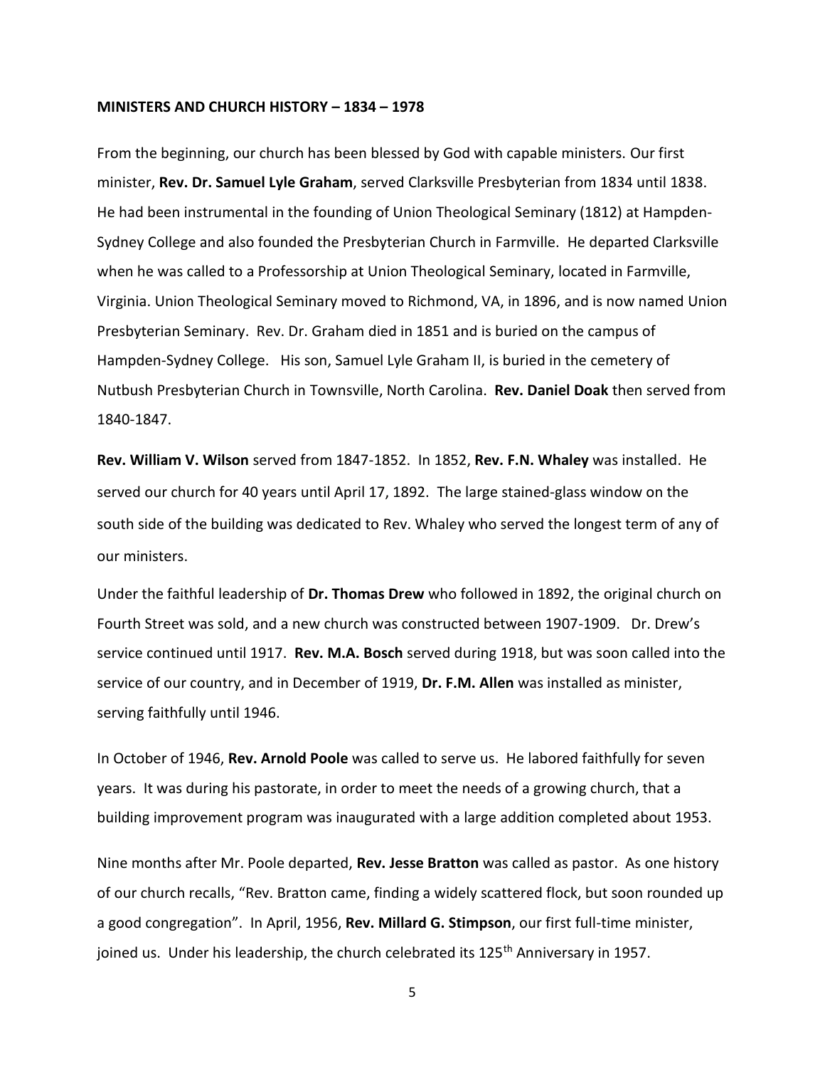**MINISTERS AND CHURCH HISTORY – 1834 – 1978**

From the beginning, our church has been blessed by God with capable ministers. Our first minister, **Rev. Dr. Samuel Lyle Graham**, served Clarksville Presbyterian from 1834 until 1838. He had been instrumental in the founding of Union Theological Seminary (1812) at Hampden-Sydney College and also founded the Presbyterian Church in Farmville. He departed Clarksville when he was called to a Professorship at Union Theological Seminary, located in Farmville, Virginia. Union Theological Seminary moved to Richmond, VA, in 1896, and is now named Union Presbyterian Seminary. Rev. Dr. Graham died in 1851 and is buried on the campus of Hampden-Sydney College. His son, Samuel Lyle Graham II, is buried in the cemetery of Nutbush Presbyterian Church in Townsville, North Carolina. **Rev. Daniel Doak** then served from 1840-1847.

**Rev. William V. Wilson** served from 1847-1852. In 1852, **Rev. F.N. Whaley** was installed. He served our church for 40 years until April 17, 1892. The large stained-glass window on the south side of the building was dedicated to Rev. Whaley who served the longest term of any of our ministers.

Under the faithful leadership of **Dr. Thomas Drew** who followed in 1892, the original church on Fourth Street was sold, and a new church was constructed between 1907-1909. Dr. Drew's service continued until 1917. **Rev. M.A. Bosch** served during 1918, but was soon called into the service of our country, and in December of 1919, **Dr. F.M. Allen** was installed as minister, serving faithfully until 1946.

In October of 1946, **Rev. Arnold Poole** was called to serve us. He labored faithfully for seven years. It was during his pastorate, in order to meet the needs of a growing church, that a building improvement program was inaugurated with a large addition completed about 1953.

Nine months after Mr. Poole departed, **Rev. Jesse Bratton** was called as pastor. As one history of our church recalls, "Rev. Bratton came, finding a widely scattered flock, but soon rounded up a good congregation". In April, 1956, **Rev. Millard G. Stimpson**, our first full-time minister, joined us. Under his leadership, the church celebrated its 125th Anniversary in 1957.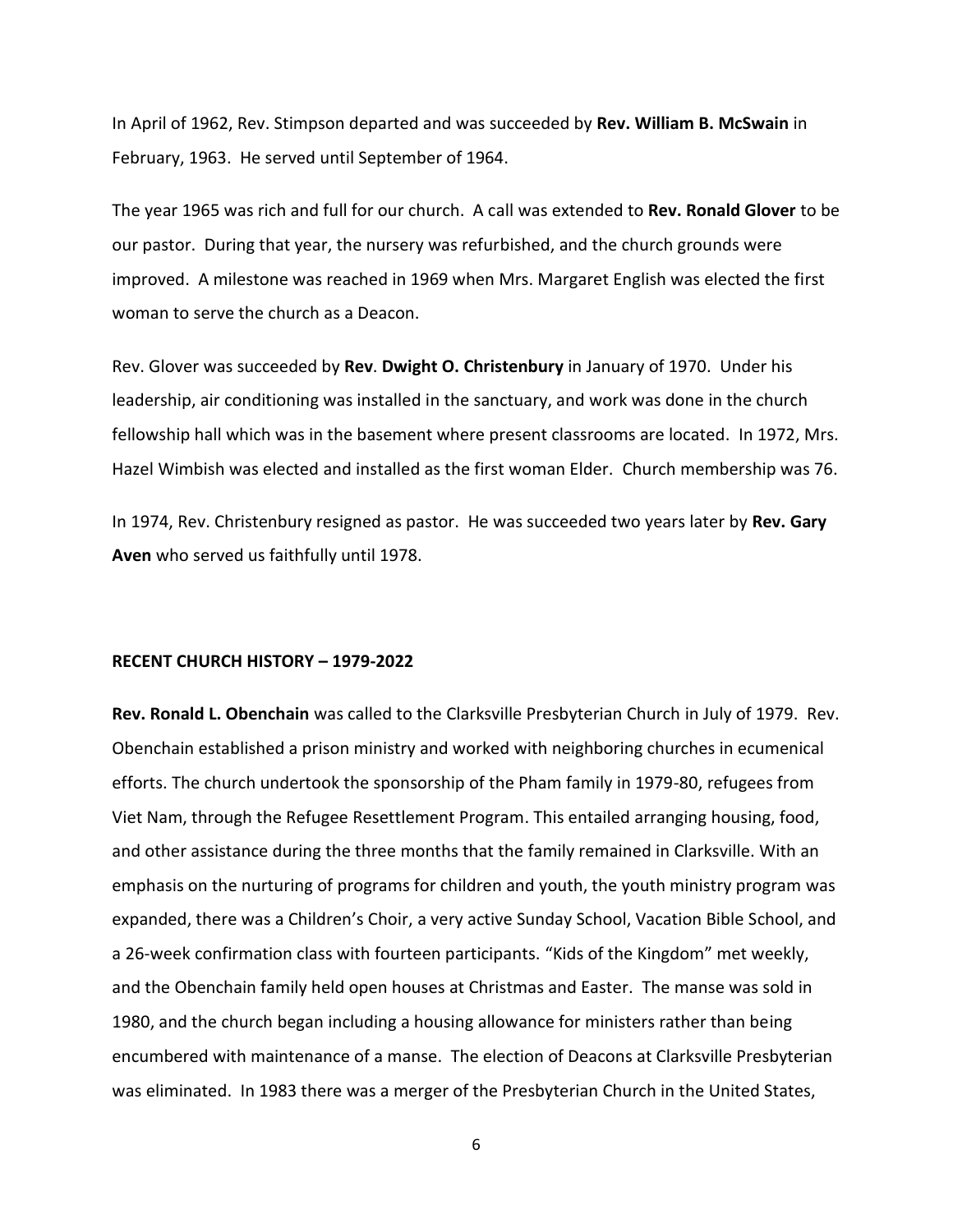In April of 1962, Rev. Stimpson departed and was succeeded by **Rev. William B. McSwain** in February, 1963. He served until September of 1964.

The year 1965 was rich and full for our church. A call was extended to **Rev. Ronald Glover** to be our pastor. During that year, the nursery was refurbished, and the church grounds were improved. A milestone was reached in 1969 when Mrs. Margaret English was elected the first woman to serve the church as a Deacon.

Rev. Glover was succeeded by **Rev**. **Dwight O. Christenbury** in January of 1970. Under his leadership, air conditioning was installed in the sanctuary, and work was done in the church fellowship hall which was in the basement where present classrooms are located. In 1972, Mrs. Hazel Wimbish was elected and installed as the first woman Elder. Church membership was 76.

In 1974, Rev. Christenbury resigned as pastor. He was succeeded two years later by **Rev. Gary Aven** who served us faithfully until 1978.

## RECENT CHURCH HISTORY – 1979-2022

**Rev. Ronald L. Obenchain** was called to the Clarksville Presbyterian Church in July of 1979. Rev. Obenchain established a prison ministry and worked with neighboring churches in ecumenical efforts. The church undertook the sponsorship of the Pham family in 1979-80, refugees from Viet Nam, through the Refugee Resettlement Program. This entailed arranging housing, food, and other assistance during the three months that the family remained in Clarksville. With an emphasis on the nurturing of programs for children and youth, the youth ministry program was expanded, there was a Children's Choir, a very active Sunday School, Vacation Bible School, and a 26-week confirmation class with fourteen participants. "Kids of the Kingdom" met weekly, and the Obenchain family held open houses at Christmas and Easter. The manse was sold in 1980, and the church began including a housing allowance for ministers rather than being encumbered with maintenance of a manse. The election of Deacons at Clarksville Presbyterian was eliminated. In 1983 there was a merger of the Presbyterian Church in the United States,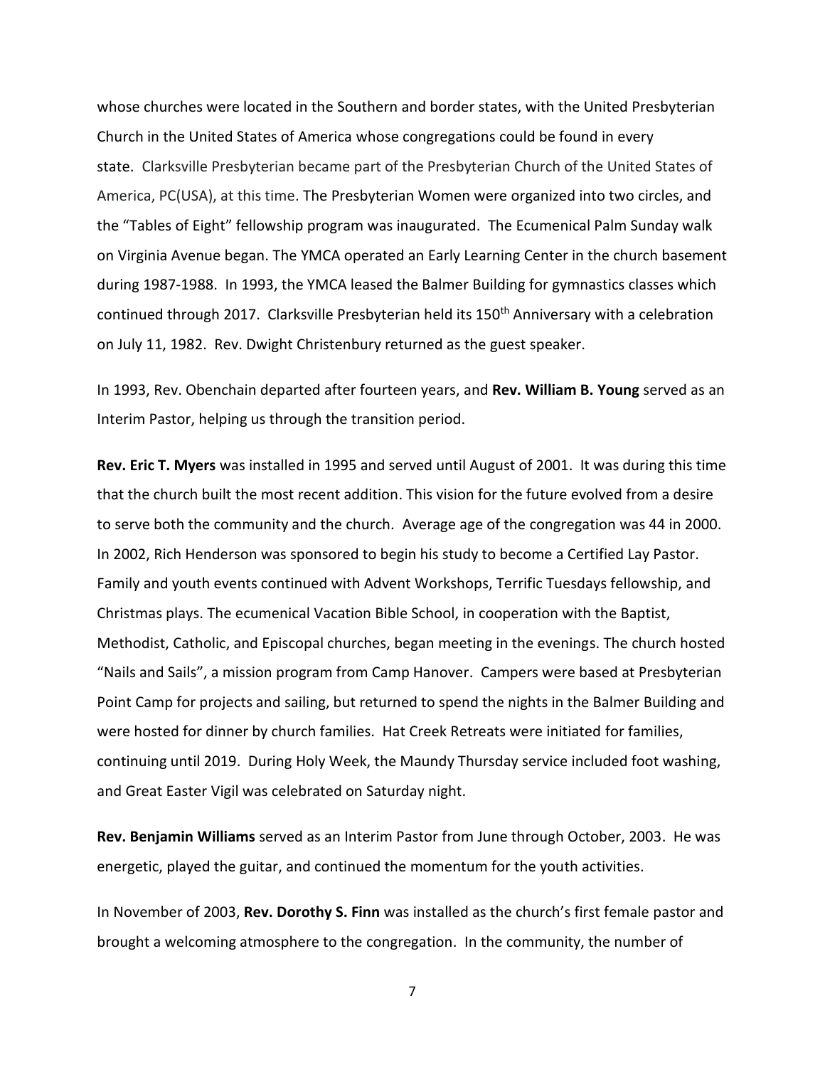whose churches were located in the Southern and border states, with the United Presbyterian Church in the United States of America whose congregations could be found in every state. Clarksville Presbyterian became part of the Presbyterian Church of the United States of America, PC(USA), at this time. The Presbyterian Women were organized into two circles, and the "Tables of Eight" fellowship program was inaugurated. The Ecumenical Palm Sunday walk on Virginia Avenue began. The YMCA operated an Early Learning Center in the church basement during 1987-1988. In 1993, the YMCA leased the Balmer Building for gymnastics classes which continued through 2017. Clarksville Presbyterian held its 150th Anniversary with a celebration on July 11, 1982. Rev. Dwight Christenbury returned as the guest speaker.

In 1993, Rev. Obenchain departed after fourteen years, and **Rev. William B. Young** served as an Interim Pastor, helping us through the transition period.

**Rev. Eric T. Myers** was installed in 1995 and served until August of 2001. It was during this time that the church built the most recent addition. This vision for the future evolved from a desire to serve both the community and the church. Average age of the congregation was 44 in 2000. In 2002, Rich Henderson was sponsored to begin his study to become a Certified Lay Pastor. Family and youth events continued with Advent Workshops, Terrific Tuesdays fellowship, and Christmas plays. The ecumenical Vacation Bible School, in cooperation with the Baptist, Methodist, Catholic, and Episcopal churches, began meeting in the evenings. The church hosted "Nails and Sails", a mission program from Camp Hanover. Campers were based at Presbyterian Point Camp for projects and sailing, but returned to spend the nights in the Balmer Building and were hosted for dinner by church families. Hat Creek Retreats were initiated for families, continuing until 2019. During Holy Week, the Maundy Thursday service included foot washing, and Great Easter Vigil was celebrated on Saturday night.

**Rev. Benjamin Williams** served as an Interim Pastor from June through October, 2003. He was energetic, played the guitar, and continued the momentum for the youth activities.

In November of 2003, **Rev. Dorothy S. Finn** was installed as the church's first female pastor and brought a welcoming atmosphere to the congregation. In the community, the number of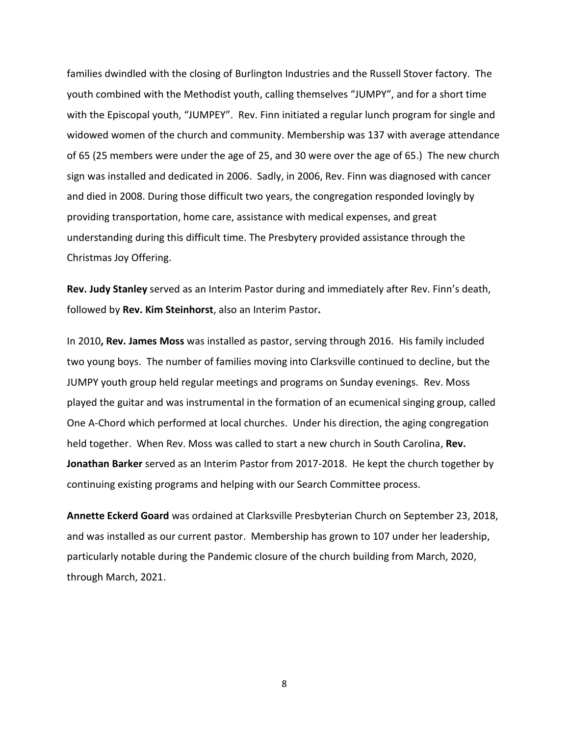families dwindled with the closing of Burlington Industries and the Russell Stover factory. The youth combined with the Methodist youth, calling themselves "JUMPY", and for a short time with the Episcopal youth, "JUMPEY". Rev. Finn initiated a regular lunch program for single and widowed women of the church and community. Membership was 137 with average attendance of 65 (25 members were under the age of 25, and 30 were over the age of 65.) The new church sign was installed and dedicated in 2006. Sadly, in 2006, Rev. Finn was diagnosed with cancer and died in 2008. During those difficult two years, the congregation responded lovingly by providing transportation, home care, assistance with medical expenses, and great understanding during this difficult time. The Presbytery provided assistance through the Christmas Joy Offering.

**Rev. Judy Stanley** served as an Interim Pastor during and immediately after Rev. Finn's death, followed by **Rev. Kim Steinhorst**, also an Interim Pastor**.**

In 2010**, Rev. James Moss** was installed as pastor, serving through 2016. His family included two young boys. The number of families moving into Clarksville continued to decline, but the JUMPY youth group held regular meetings and programs on Sunday evenings. Rev. Moss played the guitar and was instrumental in the formation of an ecumenical singing group, called One A-Chord which performed at local churches. Under his direction, the aging congregation held together. When Rev. Moss was called to start a new church in South Carolina, **Rev. Jonathan Barker** served as an Interim Pastor from 2017-2018. He kept the church together by continuing existing programs and helping with our Search Committee process.

**Annette Eckerd Goard** was ordained at Clarksville Presbyterian Church on September 23, 2018, and was installed as our current pastor. Membership has grown to 107 under her leadership, particularly notable during the Pandemic closure of the church building from March, 2020, through March, 2021.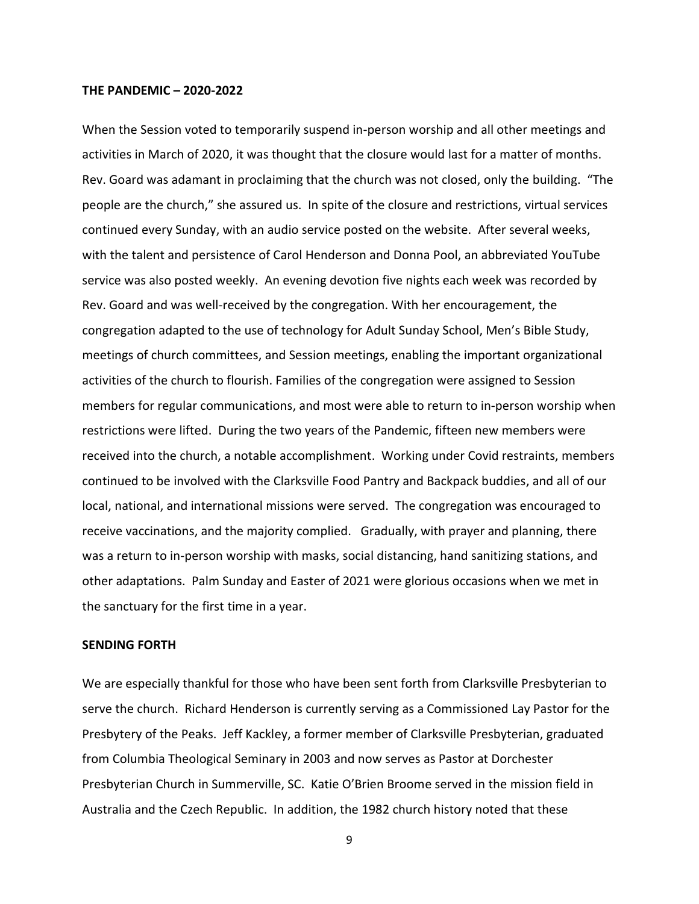## THE PANDEMIC – 2020-2022

When the Session voted to temporarily suspend in-person worship and all other meetings and activities in March of 2020, it was thought that the closure would last for a matter of months. Rev. Goard was adamant in proclaiming that the church was not closed, only the building. "The people are the church," she assured us. In spite of the closure and restrictions, virtual services continued every Sunday, with an audio service posted on the website. After several weeks, with the talent and persistence of Carol Henderson and Donna Pool, an abbreviated YouTube service was also posted weekly. An evening devotion five nights each week was recorded by Rev. Goard and was well-received by the congregation. With her encouragement, the congregation adapted to the use of technology for Adult Sunday School, Men's Bible Study, meetings of church committees, and Session meetings, enabling the important organizational activities of the church to flourish. Families of the congregation were assigned to Session members for regular communications, and most were able to return to in-person worship when restrictions were lifted. During the two years of the Pandemic, fifteen new members were received into the church, a notable accomplishment. Working under Covid restraints, members continued to be involved with the Clarksville Food Pantry and Backpack buddies, and all of our local, national, and international missions were served. The congregation was encouraged to receive vaccinations, and the majority complied. Gradually, with prayer and planning, there was a return to in-person worship with masks, social distancing, hand sanitizing stations, and other adaptations. Palm Sunday and Easter of 2021 were glorious occasions when we met in the sanctuary for the first time in a year.

## SENDING FORTH

We are especially thankful for those who have been sent forth from Clarksville Presbyterian to serve the church. Richard Henderson is currently serving as a Commissioned Lay Pastor for the Presbytery of the Peaks. Jeff Kackley, a former member of Clarksville Presbyterian, graduated from Columbia Theological Seminary in 2003 and now serves as Pastor at Dorchester Presbyterian Church in Summerville, SC. Katie O'Brien Broome served in the mission field in Australia and the Czech Republic. In addition, the 1982 church history noted that these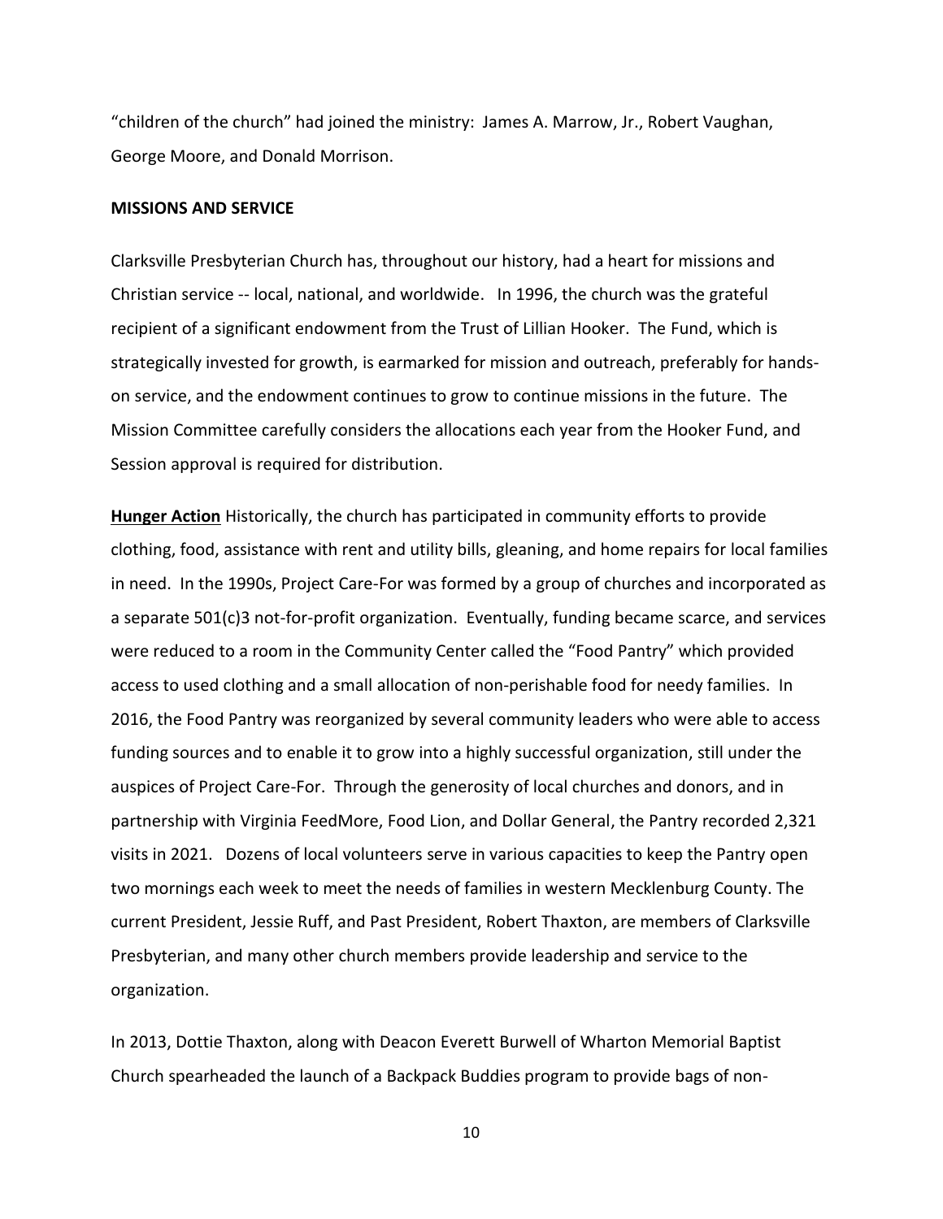"children of the church" had joined the ministry: James A. Marrow, Jr., Robert Vaughan, George Moore, and Donald Morrison.

**MISSIONS AND SERVICE**

Clarksville Presbyterian Church has, throughout our history, had a heart for missions and Christian service -- local, national, and worldwide. In 1996, the church was the grateful recipient of a significant endowment from the Trust of Lillian Hooker. The Fund, which is strategically invested for growth, is earmarked for mission and outreach, preferably for hands-on service, and the endowment continues to grow to continue missions in the future. The Mission Committee carefully considers the allocations each year from the Hooker Fund, and Session approval is required for distribution.

**Hunger Action** Historically, the church has participated in community efforts to provide clothing, food, assistance with rent and utility bills, gleaning, and home repairs for local families in need. In the 1990s, Project Care-For was formed by a group of churches and incorporated as a separate 501(c)3 not-for-profit organization. Eventually, funding became scarce, and services were reduced to a room in the Community Center called the "Food Pantry" which provided access to used clothing and a small allocation of non-perishable food for needy families. In 2016, the Food Pantry was reorganized by several community leaders who were able to access funding sources and to enable it to grow into a highly successful organization, still under the auspices of Project Care-For. Through the generosity of local churches and donors, and in partnership with Virginia FeedMore, Food Lion, and Dollar General, the Pantry recorded 2,321 visits in 2021. Dozens of local volunteers serve in various capacities to keep the Pantry open two mornings each week to meet the needs of families in western Mecklenburg County. The current President, Jessie Ruff, and Past President, Robert Thaxton, are members of Clarksville Presbyterian, and many other church members provide leadership and service to the organization.

In 2013, Dottie Thaxton, along with Deacon Everett Burwell of Wharton Memorial Baptist Church spearheaded the launch of a Backpack Buddies program to provide bags of non-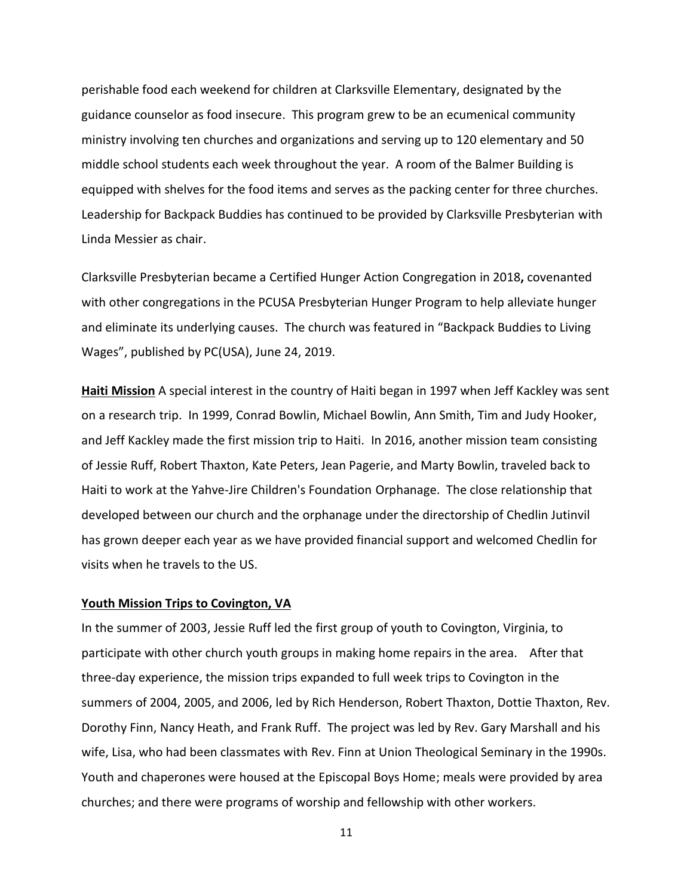perishable food each weekend for children at Clarksville Elementary, designated by the guidance counselor as food insecure. This program grew to be an ecumenical community ministry involving ten churches and organizations and serving up to 120 elementary and 50 middle school students each week throughout the year. A room of the Balmer Building is equipped with shelves for the food items and serves as the packing center for three churches. Leadership for Backpack Buddies has continued to be provided by Clarksville Presbyterian with Linda Messier as chair.

Clarksville Presbyterian became a Certified Hunger Action Congregation in 2018**,** covenanted with other congregations in the PCUSA Presbyterian Hunger Program to help alleviate hunger and eliminate its underlying causes. The church was featured in "Backpack Buddies to Living Wages", published by PC(USA), June 24, 2019.

**<u>Haiti Mission</u>** A special interest in the country of Haiti began in 1997 when Jeff Kackley was sent on a research trip. In 1999, Conrad Bowlin, Michael Bowlin, Ann Smith, Tim and Judy Hooker, and Jeff Kackley made the first mission trip to Haiti. In 2016, another mission team consisting of Jessie Ruff, Robert Thaxton, Kate Peters, Jean Pagerie, and Marty Bowlin, traveled back to Haiti to work at the Yahve-Jire Children's Foundation Orphanage. The close relationship that developed between our church and the orphanage under the directorship of Chedlin Jutinvil has grown deeper each year as we have provided financial support and welcomed Chedlin for visits when he travels to the US.

**<u>Youth Mission Trips to Covington, VA</u>**

In the summer of 2003, Jessie Ruff led the first group of youth to Covington, Virginia, to participate with other church youth groups in making home repairs in the area. After that three-day experience, the mission trips expanded to full week trips to Covington in the summers of 2004, 2005, and 2006, led by Rich Henderson, Robert Thaxton, Dottie Thaxton, Rev. Dorothy Finn, Nancy Heath, and Frank Ruff. The project was led by Rev. Gary Marshall and his wife, Lisa, who had been classmates with Rev. Finn at Union Theological Seminary in the 1990s. Youth and chaperones were housed at the Episcopal Boys Home; meals were provided by area churches; and there were programs of worship and fellowship with other workers.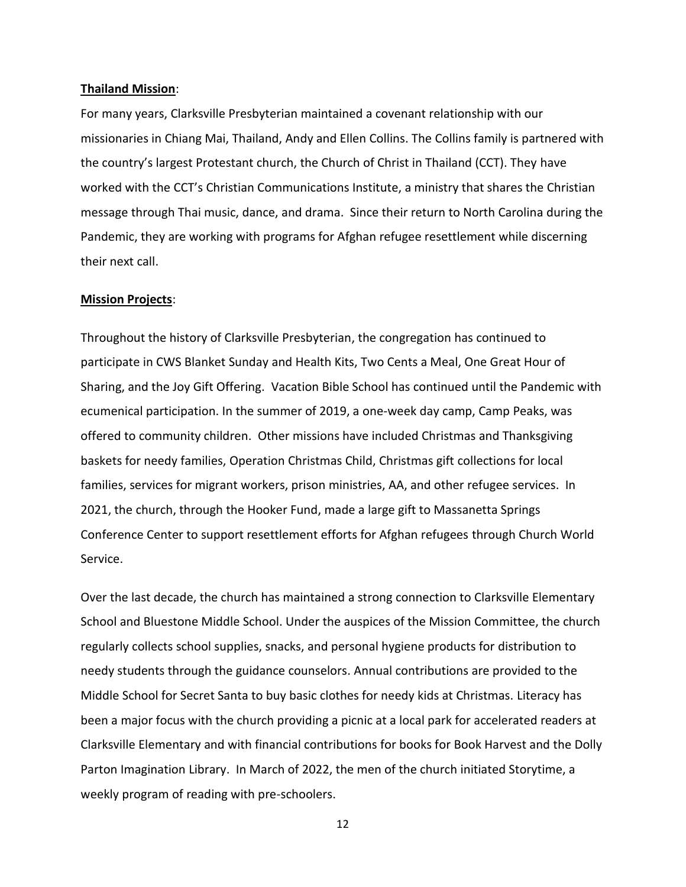**Thailand Mission**:

For many years, Clarksville Presbyterian maintained a covenant relationship with our missionaries in Chiang Mai, Thailand, Andy and Ellen Collins. The Collins family is partnered with the country's largest Protestant church, the Church of Christ in Thailand (CCT). They have worked with the CCT's Christian Communications Institute, a ministry that shares the Christian message through Thai music, dance, and drama. Since their return to North Carolina during the Pandemic, they are working with programs for Afghan refugee resettlement while discerning their next call.

**Mission Projects**:

Throughout the history of Clarksville Presbyterian, the congregation has continued to participate in CWS Blanket Sunday and Health Kits, Two Cents a Meal, One Great Hour of Sharing, and the Joy Gift Offering. Vacation Bible School has continued until the Pandemic with ecumenical participation. In the summer of 2019, a one-week day camp, Camp Peaks, was offered to community children. Other missions have included Christmas and Thanksgiving baskets for needy families, Operation Christmas Child, Christmas gift collections for local families, services for migrant workers, prison ministries, AA, and other refugee services. In 2021, the church, through the Hooker Fund, made a large gift to Massanetta Springs Conference Center to support resettlement efforts for Afghan refugees through Church World Service.

Over the last decade, the church has maintained a strong connection to Clarksville Elementary School and Bluestone Middle School. Under the auspices of the Mission Committee, the church regularly collects school supplies, snacks, and personal hygiene products for distribution to needy students through the guidance counselors. Annual contributions are provided to the Middle School for Secret Santa to buy basic clothes for needy kids at Christmas. Literacy has been a major focus with the church providing a picnic at a local park for accelerated readers at Clarksville Elementary and with financial contributions for books for Book Harvest and the Dolly Parton Imagination Library. In March of 2022, the men of the church initiated Storytime, a weekly program of reading with pre-schoolers.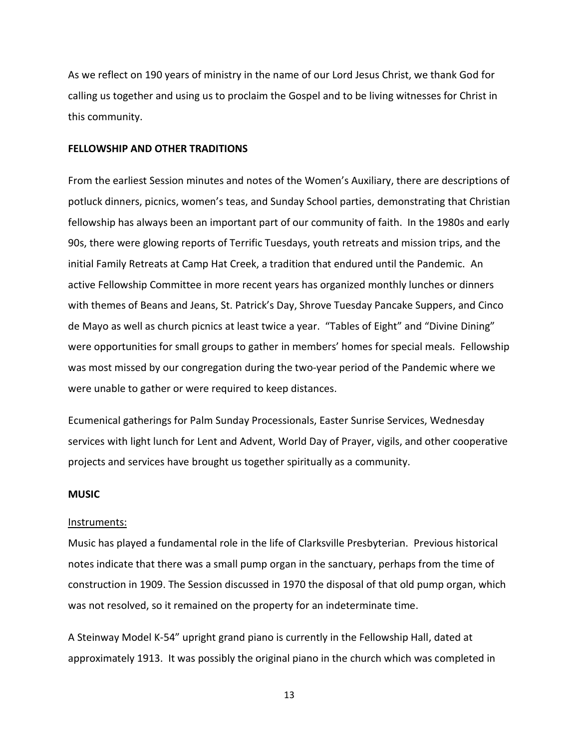As we reflect on 190 years of ministry in the name of our Lord Jesus Christ, we thank God for calling us together and using us to proclaim the Gospel and to be living witnesses for Christ in this community.

**FELLOWSHIP AND OTHER TRADITIONS**

From the earliest Session minutes and notes of the Women's Auxiliary, there are descriptions of potluck dinners, picnics, women's teas, and Sunday School parties, demonstrating that Christian fellowship has always been an important part of our community of faith. In the 1980s and early 90s, there were glowing reports of Terrific Tuesdays, youth retreats and mission trips, and the initial Family Retreats at Camp Hat Creek, a tradition that endured until the Pandemic. An active Fellowship Committee in more recent years has organized monthly lunches or dinners with themes of Beans and Jeans, St. Patrick's Day, Shrove Tuesday Pancake Suppers, and Cinco de Mayo as well as church picnics at least twice a year. "Tables of Eight" and "Divine Dining" were opportunities for small groups to gather in members' homes for special meals. Fellowship was most missed by our congregation during the two-year period of the Pandemic where we were unable to gather or were required to keep distances.

Ecumenical gatherings for Palm Sunday Processionals, Easter Sunrise Services, Wednesday services with light lunch for Lent and Advent, World Day of Prayer, vigils, and other cooperative projects and services have brought us together spiritually as a community.

**MUSIC**

Instruments:

Music has played a fundamental role in the life of Clarksville Presbyterian. Previous historical notes indicate that there was a small pump organ in the sanctuary, perhaps from the time of construction in 1909. The Session discussed in 1970 the disposal of that old pump organ, which was not resolved, so it remained on the property for an indeterminate time.

A Steinway Model K-54" upright grand piano is currently in the Fellowship Hall, dated at approximately 1913. It was possibly the original piano in the church which was completed in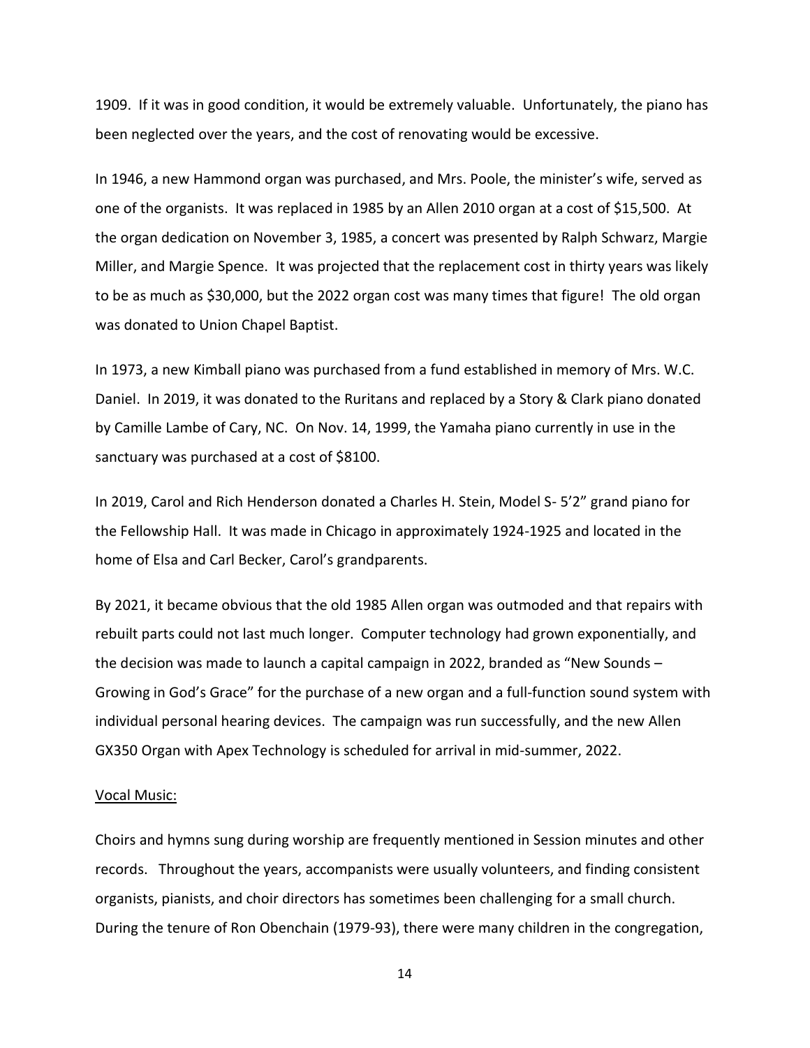1909. If it was in good condition, it would be extremely valuable. Unfortunately, the piano has been neglected over the years, and the cost of renovating would be excessive.

In 1946, a new Hammond organ was purchased, and Mrs. Poole, the minister's wife, served as one of the organists. It was replaced in 1985 by an Allen 2010 organ at a cost of $15,500. At the organ dedication on November 3, 1985, a concert was presented by Ralph Schwarz, Margie Miller, and Margie Spence. It was projected that the replacement cost in thirty years was likely to be as much as $30,000, but the 2022 organ cost was many times that figure! The old organ was donated to Union Chapel Baptist.

In 1973, a new Kimball piano was purchased from a fund established in memory of Mrs. W.C. Daniel. In 2019, it was donated to the Ruritans and replaced by a Story & Clark piano donated by Camille Lambe of Cary, NC. On Nov. 14, 1999, the Yamaha piano currently in use in the sanctuary was purchased at a cost of $8100.

In 2019, Carol and Rich Henderson donated a Charles H. Stein, Model S- 5'2" grand piano for the Fellowship Hall. It was made in Chicago in approximately 1924-1925 and located in the home of Elsa and Carl Becker, Carol's grandparents.

By 2021, it became obvious that the old 1985 Allen organ was outmoded and that repairs with rebuilt parts could not last much longer. Computer technology had grown exponentially, and the decision was made to launch a capital campaign in 2022, branded as "New Sounds – Growing in God's Grace" for the purchase of a new organ and a full-function sound system with individual personal hearing devices. The campaign was run successfully, and the new Allen GX350 Organ with Apex Technology is scheduled for arrival in mid-summer, 2022.

<u>Vocal Music:</u>

Choirs and hymns sung during worship are frequently mentioned in Session minutes and other records. Throughout the years, accompanists were usually volunteers, and finding consistent organists, pianists, and choir directors has sometimes been challenging for a small church. During the tenure of Ron Obenchain (1979-93), there were many children in the congregation,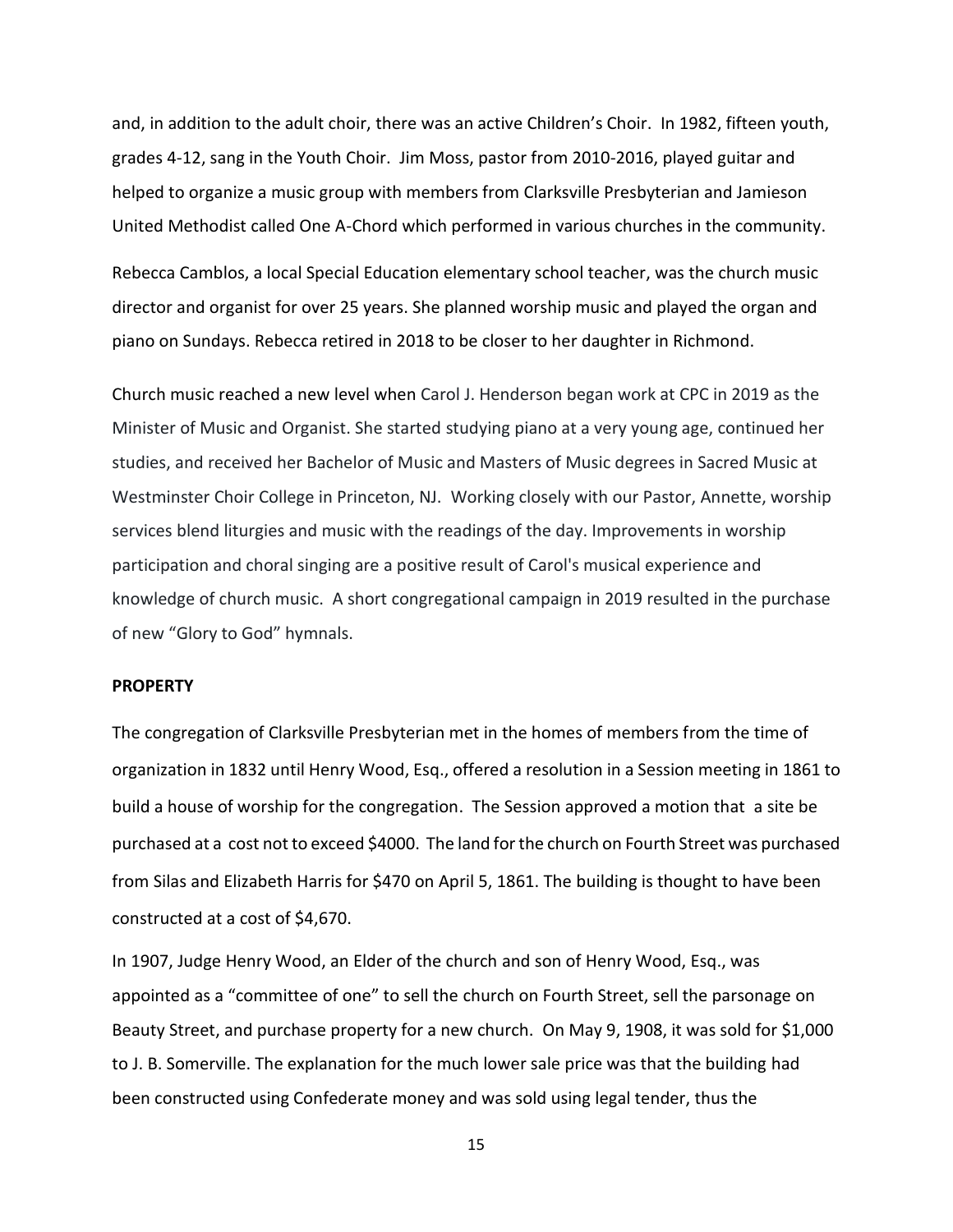and, in addition to the adult choir, there was an active Children's Choir. In 1982, fifteen youth, grades 4-12, sang in the Youth Choir. Jim Moss, pastor from 2010-2016, played guitar and helped to organize a music group with members from Clarksville Presbyterian and Jamieson United Methodist called One A-Chord which performed in various churches in the community.

Rebecca Camblos, a local Special Education elementary school teacher, was the church music director and organist for over 25 years. She planned worship music and played the organ and piano on Sundays. Rebecca retired in 2018 to be closer to her daughter in Richmond.

Church music reached a new level when Carol J. Henderson began work at CPC in 2019 as the Minister of Music and Organist. She started studying piano at a very young age, continued her studies, and received her Bachelor of Music and Masters of Music degrees in Sacred Music at Westminster Choir College in Princeton, NJ. Working closely with our Pastor, Annette, worship services blend liturgies and music with the readings of the day. Improvements in worship participation and choral singing are a positive result of Carol's musical experience and knowledge of church music. A short congregational campaign in 2019 resulted in the purchase of new "Glory to God" hymnals.

**PROPERTY**

The congregation of Clarksville Presbyterian met in the homes of members from the time of organization in 1832 until Henry Wood, Esq., offered a resolution in a Session meeting in 1861 to build a house of worship for the congregation. The Session approved a motion that a site be purchased at a cost not to exceed $4000. The land for the church on Fourth Street was purchased from Silas and Elizabeth Harris for $470 on April 5, 1861. The building is thought to have been constructed at a cost of $4,670.

In 1907, Judge Henry Wood, an Elder of the church and son of Henry Wood, Esq., was appointed as a "committee of one" to sell the church on Fourth Street, sell the parsonage on Beauty Street, and purchase property for a new church. On May 9, 1908, it was sold for $1,000 to J. B. Somerville. The explanation for the much lower sale price was that the building had been constructed using Confederate money and was sold using legal tender, thus the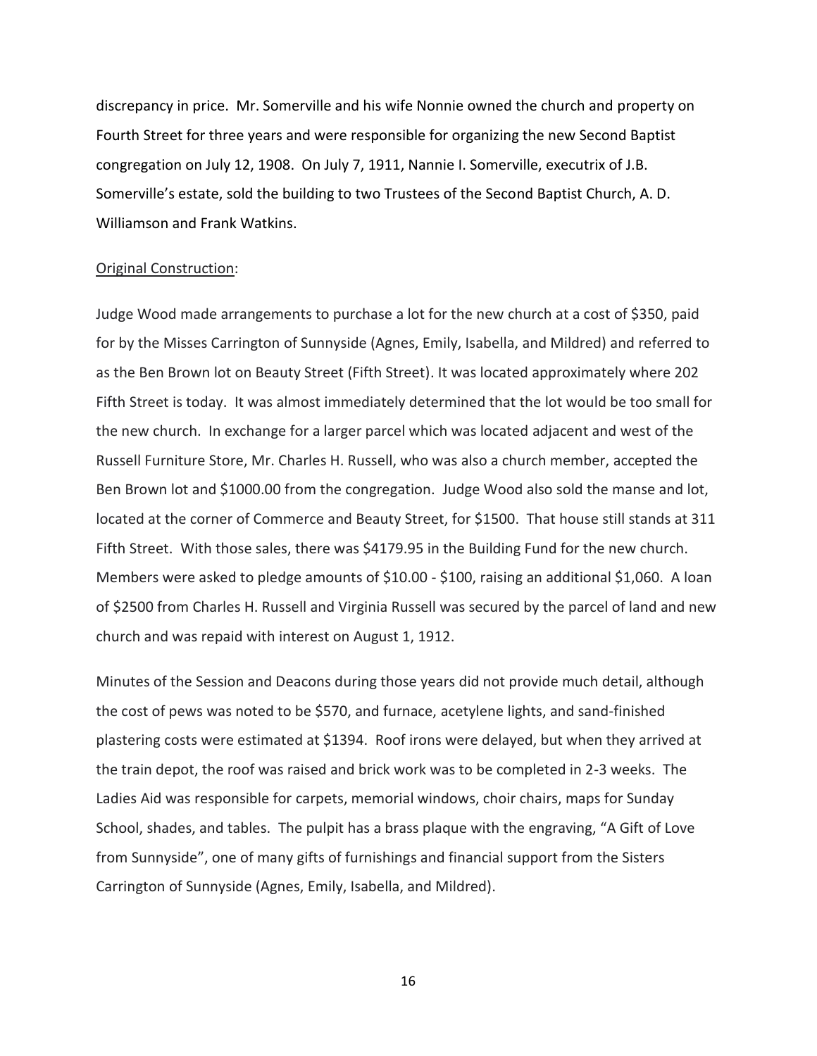discrepancy in price. Mr. Somerville and his wife Nonnie owned the church and property on Fourth Street for three years and were responsible for organizing the new Second Baptist congregation on July 12, 1908. On July 7, 1911, Nannie I. Somerville, executrix of J.B. Somerville's estate, sold the building to two Trustees of the Second Baptist Church, A. D. Williamson and Frank Watkins.

<u>Original Construction</u>:

Judge Wood made arrangements to purchase a lot for the new church at a cost of $350, paid for by the Misses Carrington of Sunnyside (Agnes, Emily, Isabella, and Mildred) and referred to as the Ben Brown lot on Beauty Street (Fifth Street). It was located approximately where 202 Fifth Street is today. It was almost immediately determined that the lot would be too small for the new church. In exchange for a larger parcel which was located adjacent and west of the Russell Furniture Store, Mr. Charles H. Russell, who was also a church member, accepted the Ben Brown lot and $1000.00 from the congregation. Judge Wood also sold the manse and lot, located at the corner of Commerce and Beauty Street, for $1500. That house still stands at 311 Fifth Street. With those sales, there was $4179.95 in the Building Fund for the new church. Members were asked to pledge amounts of $10.00 - $100, raising an additional $1,060. A loan of $2500 from Charles H. Russell and Virginia Russell was secured by the parcel of land and new church and was repaid with interest on August 1, 1912.

Minutes of the Session and Deacons during those years did not provide much detail, although the cost of pews was noted to be $570, and furnace, acetylene lights, and sand-finished plastering costs were estimated at $1394. Roof irons were delayed, but when they arrived at the train depot, the roof was raised and brick work was to be completed in 2-3 weeks. The Ladies Aid was responsible for carpets, memorial windows, choir chairs, maps for Sunday School, shades, and tables. The pulpit has a brass plaque with the engraving, "A Gift of Love from Sunnyside", one of many gifts of furnishings and financial support from the Sisters Carrington of Sunnyside (Agnes, Emily, Isabella, and Mildred).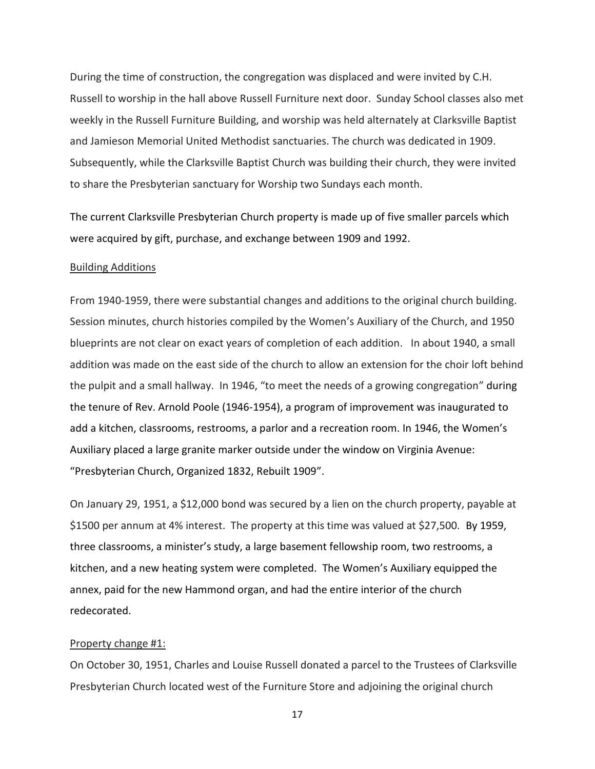During the time of construction, the congregation was displaced and were invited by C.H. Russell to worship in the hall above Russell Furniture next door. Sunday School classes also met weekly in the Russell Furniture Building, and worship was held alternately at Clarksville Baptist and Jamieson Memorial United Methodist sanctuaries. The church was dedicated in 1909. Subsequently, while the Clarksville Baptist Church was building their church, they were invited to share the Presbyterian sanctuary for Worship two Sundays each month.

The current Clarksville Presbyterian Church property is made up of five smaller parcels which were acquired by gift, purchase, and exchange between 1909 and 1992.

<u>Building Additions</u>

From 1940-1959, there were substantial changes and additions to the original church building. Session minutes, church histories compiled by the Women's Auxiliary of the Church, and 1950 blueprints are not clear on exact years of completion of each addition. In about 1940, a small addition was made on the east side of the church to allow an extension for the choir loft behind the pulpit and a small hallway. In 1946, "to meet the needs of a growing congregation" during the tenure of Rev. Arnold Poole (1946-1954), a program of improvement was inaugurated to add a kitchen, classrooms, restrooms, a parlor and a recreation room. In 1946, the Women's Auxiliary placed a large granite marker outside under the window on Virginia Avenue: "Presbyterian Church, Organized 1832, Rebuilt 1909".

On January 29, 1951, a $12,000 bond was secured by a lien on the church property, payable at $1500 per annum at 4% interest. The property at this time was valued at $27,500. By 1959, three classrooms, a minister's study, a large basement fellowship room, two restrooms, a kitchen, and a new heating system were completed. The Women's Auxiliary equipped the annex, paid for the new Hammond organ, and had the entire interior of the church redecorated.

<u>Property change #1:</u>

On October 30, 1951, Charles and Louise Russell donated a parcel to the Trustees of Clarksville Presbyterian Church located west of the Furniture Store and adjoining the original church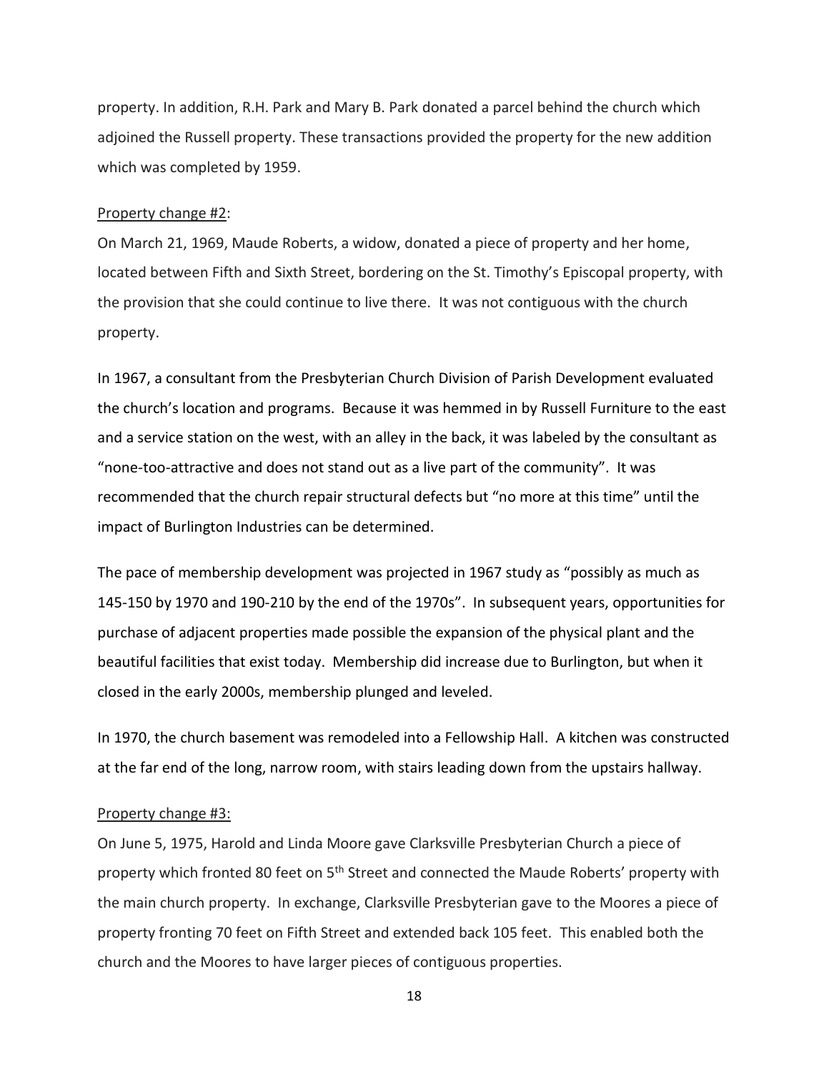property. In addition, R.H. Park and Mary B. Park donated a parcel behind the church which adjoined the Russell property. These transactions provided the property for the new addition which was completed by 1959.

Property change #2:

On March 21, 1969, Maude Roberts, a widow, donated a piece of property and her home, located between Fifth and Sixth Street, bordering on the St. Timothy's Episcopal property, with the provision that she could continue to live there. It was not contiguous with the church property.

In 1967, a consultant from the Presbyterian Church Division of Parish Development evaluated the church's location and programs. Because it was hemmed in by Russell Furniture to the east and a service station on the west, with an alley in the back, it was labeled by the consultant as "none-too-attractive and does not stand out as a live part of the community". It was recommended that the church repair structural defects but "no more at this time" until the impact of Burlington Industries can be determined.

The pace of membership development was projected in 1967 study as "possibly as much as 145-150 by 1970 and 190-210 by the end of the 1970s". In subsequent years, opportunities for purchase of adjacent properties made possible the expansion of the physical plant and the beautiful facilities that exist today. Membership did increase due to Burlington, but when it closed in the early 2000s, membership plunged and leveled.

In 1970, the church basement was remodeled into a Fellowship Hall. A kitchen was constructed at the far end of the long, narrow room, with stairs leading down from the upstairs hallway.

Property change #3:

On June 5, 1975, Harold and Linda Moore gave Clarksville Presbyterian Church a piece of property which fronted 80 feet on 5th Street and connected the Maude Roberts' property with the main church property. In exchange, Clarksville Presbyterian gave to the Moores a piece of property fronting 70 feet on Fifth Street and extended back 105 feet. This enabled both the church and the Moores to have larger pieces of contiguous properties.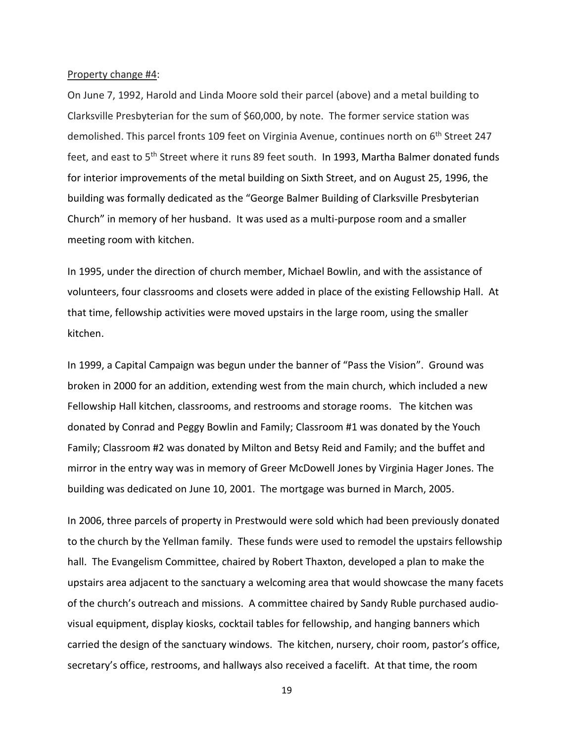Property change #4:

On June 7, 1992, Harold and Linda Moore sold their parcel (above) and a metal building to Clarksville Presbyterian for the sum of $60,000, by note. The former service station was demolished. This parcel fronts 109 feet on Virginia Avenue, continues north on 6th Street 247 feet, and east to 5th Street where it runs 89 feet south. In 1993, Martha Balmer donated funds for interior improvements of the metal building on Sixth Street, and on August 25, 1996, the building was formally dedicated as the "George Balmer Building of Clarksville Presbyterian Church" in memory of her husband. It was used as a multi-purpose room and a smaller meeting room with kitchen.

In 1995, under the direction of church member, Michael Bowlin, and with the assistance of volunteers, four classrooms and closets were added in place of the existing Fellowship Hall. At that time, fellowship activities were moved upstairs in the large room, using the smaller kitchen.

In 1999, a Capital Campaign was begun under the banner of "Pass the Vision". Ground was broken in 2000 for an addition, extending west from the main church, which included a new Fellowship Hall kitchen, classrooms, and restrooms and storage rooms. The kitchen was donated by Conrad and Peggy Bowlin and Family; Classroom #1 was donated by the Youch Family; Classroom #2 was donated by Milton and Betsy Reid and Family; and the buffet and mirror in the entry way was in memory of Greer McDowell Jones by Virginia Hager Jones. The building was dedicated on June 10, 2001. The mortgage was burned in March, 2005.

In 2006, three parcels of property in Prestwould were sold which had been previously donated to the church by the Yellman family. These funds were used to remodel the upstairs fellowship hall. The Evangelism Committee, chaired by Robert Thaxton, developed a plan to make the upstairs area adjacent to the sanctuary a welcoming area that would showcase the many facets of the church's outreach and missions. A committee chaired by Sandy Ruble purchased audio-visual equipment, display kiosks, cocktail tables for fellowship, and hanging banners which carried the design of the sanctuary windows. The kitchen, nursery, choir room, pastor's office, secretary's office, restrooms, and hallways also received a facelift. At that time, the room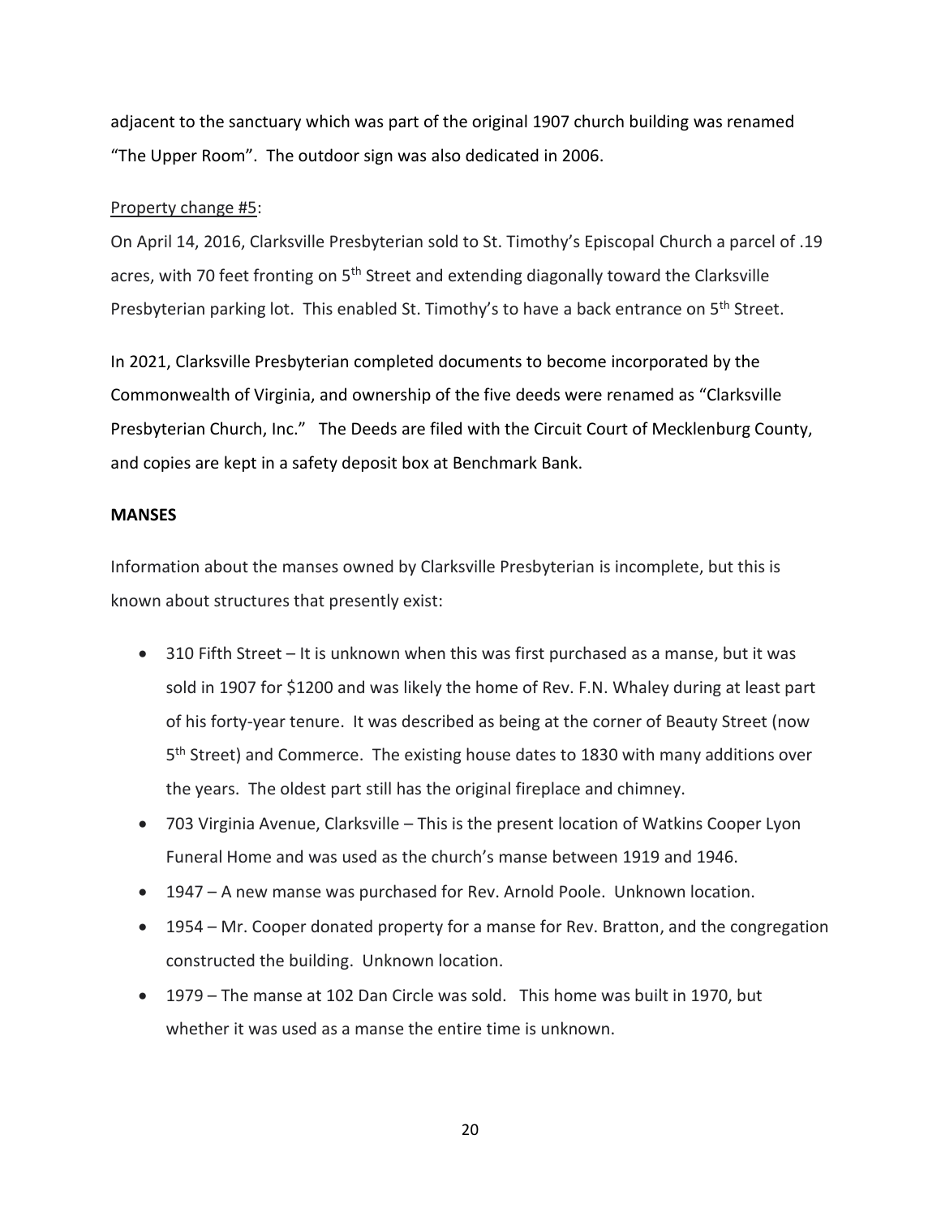adjacent to the sanctuary which was part of the original 1907 church building was renamed "The Upper Room". The outdoor sign was also dedicated in 2006.

Property change #5:

On April 14, 2016, Clarksville Presbyterian sold to St. Timothy's Episcopal Church a parcel of .19 acres, with 70 feet fronting on 5th Street and extending diagonally toward the Clarksville Presbyterian parking lot. This enabled St. Timothy's to have a back entrance on 5th Street.

In 2021, Clarksville Presbyterian completed documents to become incorporated by the Commonwealth of Virginia, and ownership of the five deeds were renamed as "Clarksville Presbyterian Church, Inc." The Deeds are filed with the Circuit Court of Mecklenburg County, and copies are kept in a safety deposit box at Benchmark Bank.

**MANSES**

Information about the manses owned by Clarksville Presbyterian is incomplete, but this is known about structures that presently exist:

- 310 Fifth Street – It is unknown when this was first purchased as a manse, but it was sold in 1907 for $1200 and was likely the home of Rev. F.N. Whaley during at least part of his forty-year tenure. It was described as being at the corner of Beauty Street (now 5th Street) and Commerce. The existing house dates to 1830 with many additions over the years. The oldest part still has the original fireplace and chimney.
- 703 Virginia Avenue, Clarksville – This is the present location of Watkins Cooper Lyon Funeral Home and was used as the church's manse between 1919 and 1946.
- 1947 – A new manse was purchased for Rev. Arnold Poole. Unknown location.
- 1954 – Mr. Cooper donated property for a manse for Rev. Bratton, and the congregation constructed the building. Unknown location.
- 1979 – The manse at 102 Dan Circle was sold. This home was built in 1970, but whether it was used as a manse the entire time is unknown.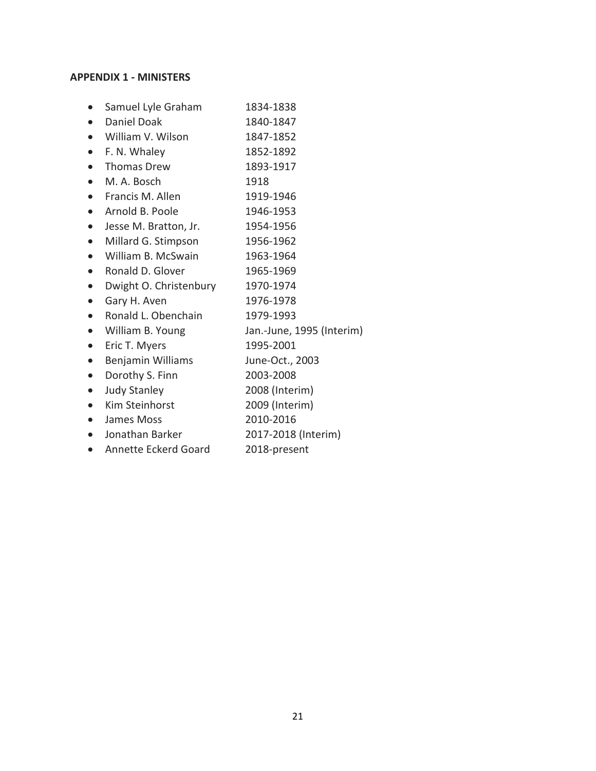**APPENDIX 1 - MINISTERS**

- Samuel Lyle Graham 1834-1838
- Daniel Doak 1840-1847
- William V. Wilson 1847-1852
- F. N. Whaley 1852-1892
- Thomas Drew 1893-1917
- M. A. Bosch 1918
- Francis M. Allen 1919-1946
- Arnold B. Poole 1946-1953
- Jesse M. Bratton, Jr. 1954-1956
- Millard G. Stimpson 1956-1962
- William B. McSwain 1963-1964
- Ronald D. Glover 1965-1969
- Dwight O. Christenbury 1970-1974
- Gary H. Aven 1976-1978
- Ronald L. Obenchain 1979-1993
- William B. Young Jan.-June, 1995 (Interim)
- Eric T. Myers 1995-2001
- Benjamin Williams June-Oct., 2003
- Dorothy S. Finn 2003-2008
- Judy Stanley 2008 (Interim)
- Kim Steinhorst 2009 (Interim)
- James Moss 2010-2016
- Jonathan Barker 2017-2018 (Interim)
- Annette Eckerd Goard 2018-present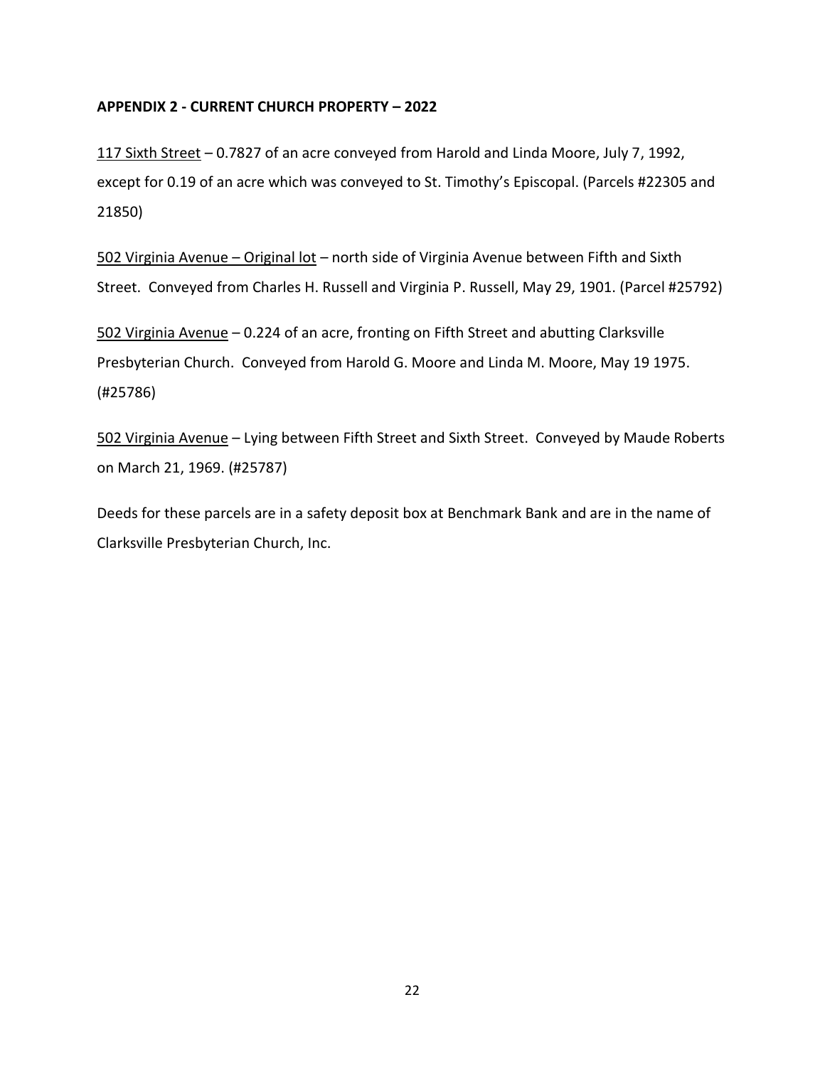**APPENDIX 2 - CURRENT CHURCH PROPERTY – 2022**

<u>117 Sixth Street</u> – 0.7827 of an acre conveyed from Harold and Linda Moore, July 7, 1992, except for 0.19 of an acre which was conveyed to St. Timothy's Episcopal. (Parcels #22305 and 21850)

<u>502 Virginia Avenue – Original lot</u> – north side of Virginia Avenue between Fifth and Sixth Street. Conveyed from Charles H. Russell and Virginia P. Russell, May 29, 1901. (Parcel #25792)

<u>502 Virginia Avenue</u> – 0.224 of an acre, fronting on Fifth Street and abutting Clarksville Presbyterian Church. Conveyed from Harold G. Moore and Linda M. Moore, May 19 1975. (#25786)

<u>502 Virginia Avenue</u> – Lying between Fifth Street and Sixth Street. Conveyed by Maude Roberts on March 21, 1969. (#25787)

Deeds for these parcels are in a safety deposit box at Benchmark Bank and are in the name of Clarksville Presbyterian Church, Inc.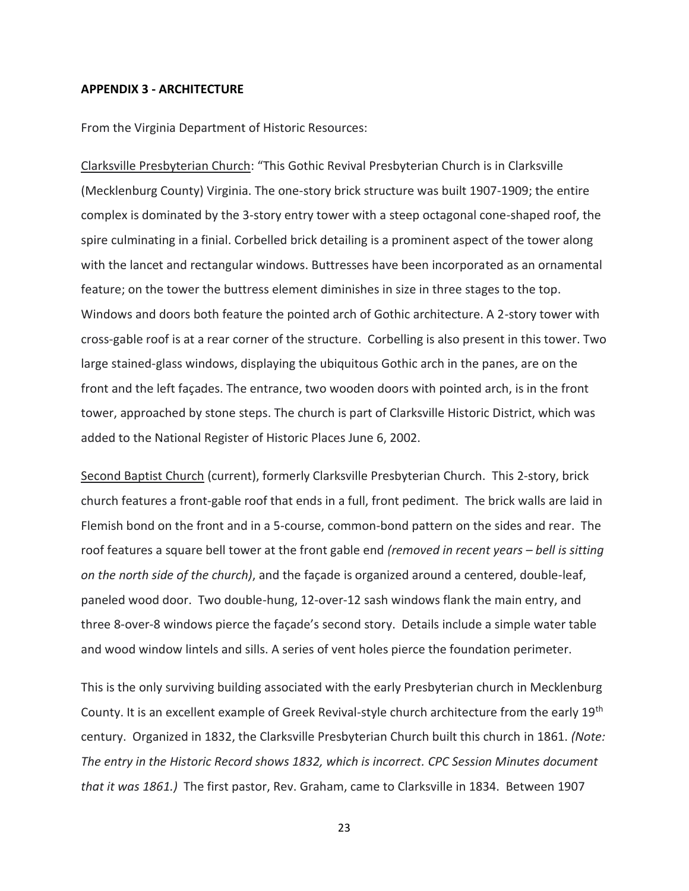**APPENDIX 3 - ARCHITECTURE**

From the Virginia Department of Historic Resources:

Clarksville Presbyterian Church: "This Gothic Revival Presbyterian Church is in Clarksville (Mecklenburg County) Virginia. The one-story brick structure was built 1907-1909; the entire complex is dominated by the 3-story entry tower with a steep octagonal cone-shaped roof, the spire culminating in a finial. Corbelled brick detailing is a prominent aspect of the tower along with the lancet and rectangular windows. Buttresses have been incorporated as an ornamental feature; on the tower the buttress element diminishes in size in three stages to the top. Windows and doors both feature the pointed arch of Gothic architecture. A 2-story tower with cross-gable roof is at a rear corner of the structure. Corbelling is also present in this tower. Two large stained-glass windows, displaying the ubiquitous Gothic arch in the panes, are on the front and the left façades. The entrance, two wooden doors with pointed arch, is in the front tower, approached by stone steps. The church is part of Clarksville Historic District, which was added to the National Register of Historic Places June 6, 2002.

Second Baptist Church (current), formerly Clarksville Presbyterian Church. This 2-story, brick church features a front-gable roof that ends in a full, front pediment. The brick walls are laid in Flemish bond on the front and in a 5-course, common-bond pattern on the sides and rear. The roof features a square bell tower at the front gable end *(removed in recent years – bell is sitting on the north side of the church)*, and the façade is organized around a centered, double-leaf, paneled wood door. Two double-hung, 12-over-12 sash windows flank the main entry, and three 8-over-8 windows pierce the façade's second story. Details include a simple water table and wood window lintels and sills. A series of vent holes pierce the foundation perimeter.

This is the only surviving building associated with the early Presbyterian church in Mecklenburg County. It is an excellent example of Greek Revival-style church architecture from the early 19th century. Organized in 1832, the Clarksville Presbyterian Church built this church in 1861. *(Note: The entry in the Historic Record shows 1832, which is incorrect. CPC Session Minutes document that it was 1861.)* The first pastor, Rev. Graham, came to Clarksville in 1834. Between 1907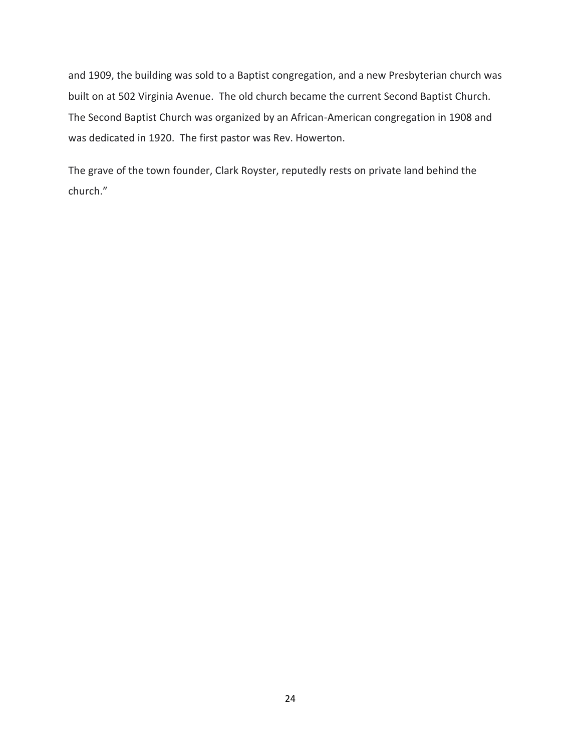and 1909, the building was sold to a Baptist congregation, and a new Presbyterian church was built on at 502 Virginia Avenue. The old church became the current Second Baptist Church. The Second Baptist Church was organized by an African-American congregation in 1908 and was dedicated in 1920. The first pastor was Rev. Howerton.

The grave of the town founder, Clark Royster, reputedly rests on private land behind the church."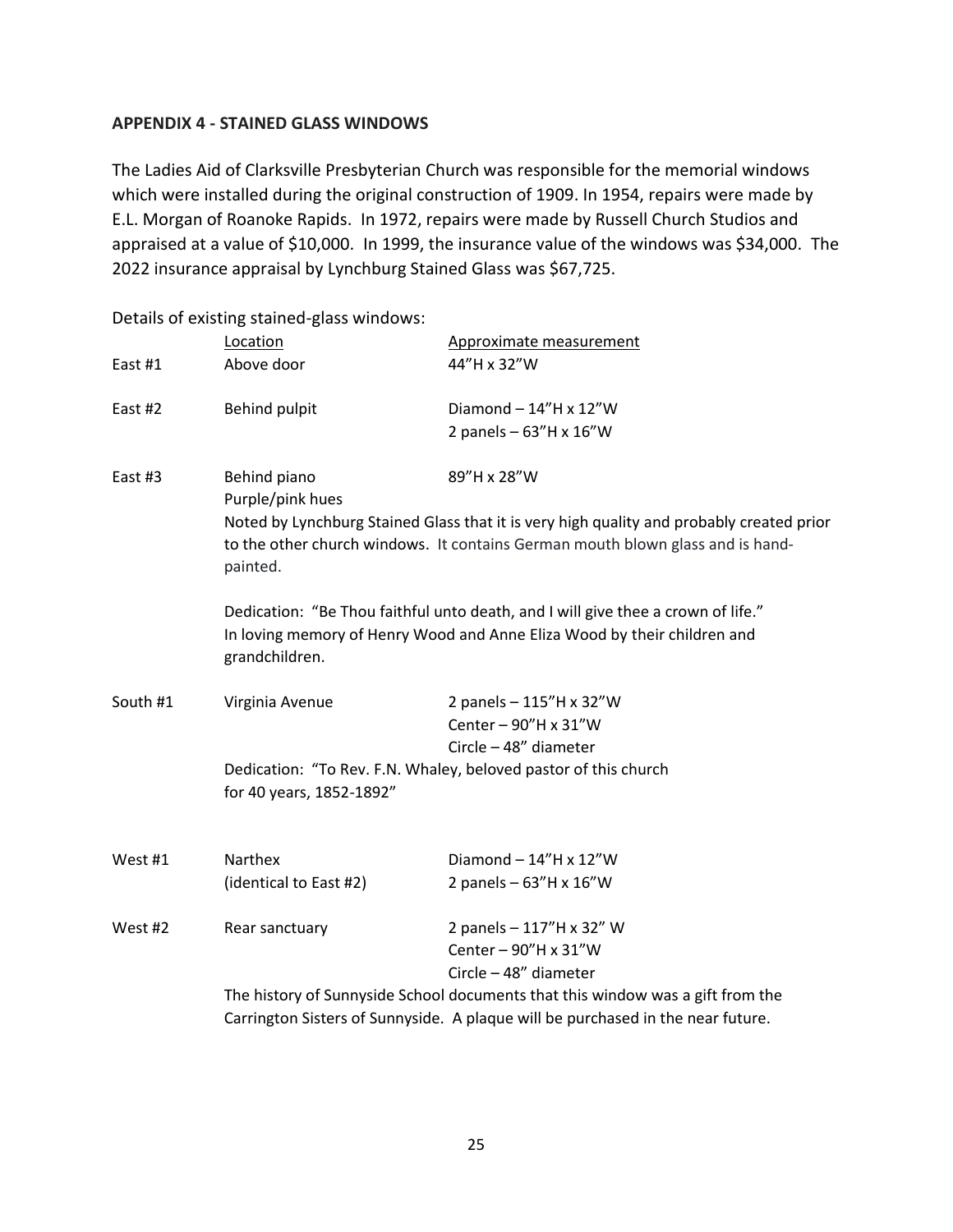## APPENDIX 4 - STAINED GLASS WINDOWS

The Ladies Aid of Clarksville Presbyterian Church was responsible for the memorial windows which were installed during the original construction of 1909. In 1954, repairs were made by E.L. Morgan of Roanoke Rapids. In 1972, repairs were made by Russell Church Studios and appraised at a value of $10,000. In 1999, the insurance value of the windows was $34,000. The 2022 insurance appraisal by Lynchburg Stained Glass was $67,725.

Details of existing stained-glass windows:

| | Location | Approximate measurement |
|---|---|---|
| East #1 | Above door | 44"H x 32"W |
| East #2 | Behind pulpit | Diamond – 14"H x 12"W<br>2 panels – 63"H x 16"W |
| East #3 | Behind piano<br>Purple/pink hues | 89"H x 28"W |
| | Noted by Lynchburg Stained Glass that it is very high quality and probably created prior to the other church windows. It contains German mouth blown glass and is hand-painted.<br><br>Dedication: "Be Thou faithful unto death, and I will give thee a crown of life." In loving memory of Henry Wood and Anne Eliza Wood by their children and grandchildren. | |
| South #1 | Virginia Avenue | 2 panels – 115"H x 32"W<br>Center – 90"H x 31"W<br>Circle – 48" diameter |
| | Dedication: "To Rev. F.N. Whaley, beloved pastor of this church for 40 years, 1852-1892" | |
| West #1 | Narthex<br>(identical to East #2) | Diamond – 14"H x 12"W<br>2 panels – 63"H x 16"W |
| West #2 | Rear sanctuary | 2 panels – 117"H x 32" W<br>Center – 90"H x 31"W<br>Circle – 48" diameter |
| | The history of Sunnyside School documents that this window was a gift from the Carrington Sisters of Sunnyside. A plaque will be purchased in the near future. | |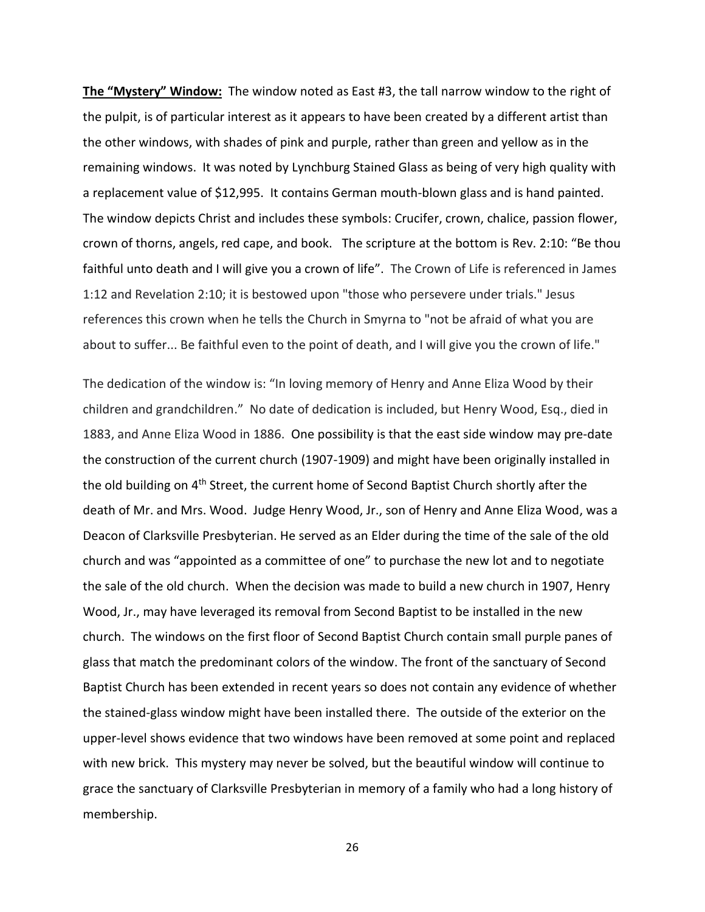**The "Mystery" Window:** The window noted as East #3, the tall narrow window to the right of the pulpit, is of particular interest as it appears to have been created by a different artist than the other windows, with shades of pink and purple, rather than green and yellow as in the remaining windows. It was noted by Lynchburg Stained Glass as being of very high quality with a replacement value of $12,995. It contains German mouth-blown glass and is hand painted. The window depicts Christ and includes these symbols: Crucifer, crown, chalice, passion flower, crown of thorns, angels, red cape, and book. The scripture at the bottom is Rev. 2:10: "Be thou faithful unto death and I will give you a crown of life". The Crown of Life is referenced in James 1:12 and Revelation 2:10; it is bestowed upon "those who persevere under trials." Jesus references this crown when he tells the Church in Smyrna to "not be afraid of what you are about to suffer... Be faithful even to the point of death, and I will give you the crown of life."

The dedication of the window is: "In loving memory of Henry and Anne Eliza Wood by their children and grandchildren." No date of dedication is included, but Henry Wood, Esq., died in 1883, and Anne Eliza Wood in 1886. One possibility is that the east side window may pre-date the construction of the current church (1907-1909) and might have been originally installed in the old building on 4th Street, the current home of Second Baptist Church shortly after the death of Mr. and Mrs. Wood. Judge Henry Wood, Jr., son of Henry and Anne Eliza Wood, was a Deacon of Clarksville Presbyterian. He served as an Elder during the time of the sale of the old church and was "appointed as a committee of one" to purchase the new lot and to negotiate the sale of the old church. When the decision was made to build a new church in 1907, Henry Wood, Jr., may have leveraged its removal from Second Baptist to be installed in the new church. The windows on the first floor of Second Baptist Church contain small purple panes of glass that match the predominant colors of the window. The front of the sanctuary of Second Baptist Church has been extended in recent years so does not contain any evidence of whether the stained-glass window might have been installed there. The outside of the exterior on the upper-level shows evidence that two windows have been removed at some point and replaced with new brick. This mystery may never be solved, but the beautiful window will continue to grace the sanctuary of Clarksville Presbyterian in memory of a family who had a long history of membership.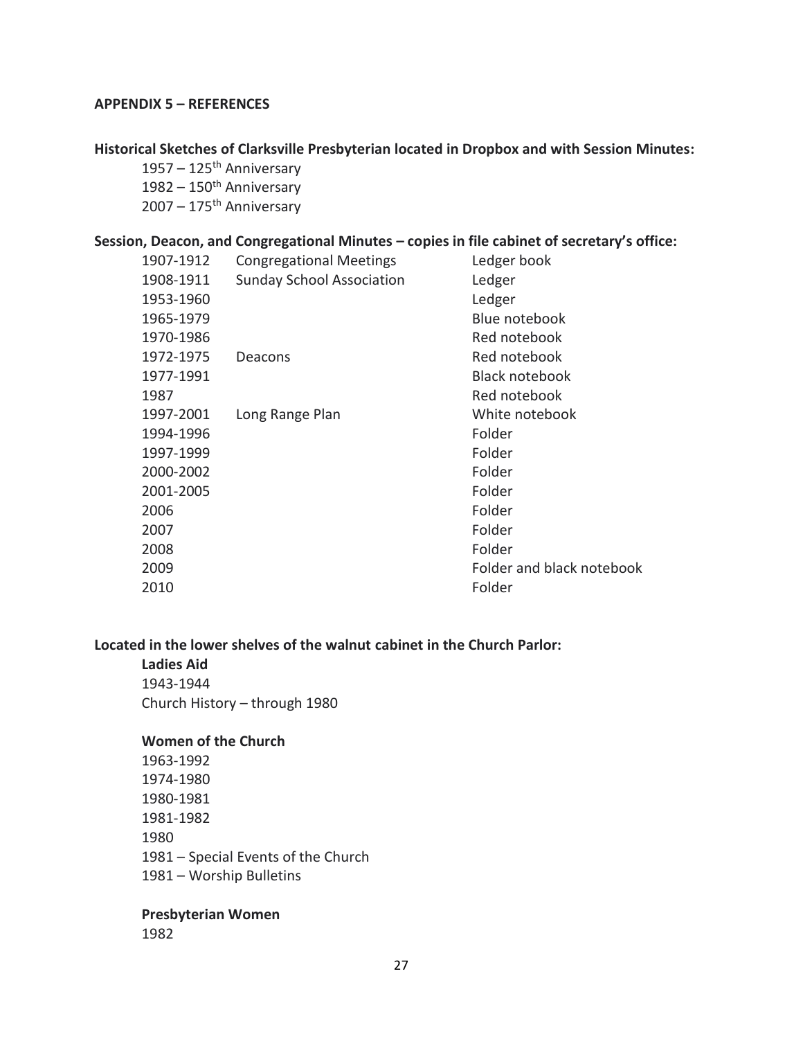**APPENDIX 5 – REFERENCES**

**Historical Sketches of Clarksville Presbyterian located in Dropbox and with Session Minutes:**

1957 – 125th Anniversary
1982 – 150th Anniversary
2007 – 175th Anniversary

**Session, Deacon, and Congregational Minutes – copies in file cabinet of secretary's office:**

| | | |
|---|---|---|
| 1907-1912 | Congregational Meetings | Ledger book |
| 1908-1911 | Sunday School Association | Ledger |
| 1953-1960 | | Ledger |
| 1965-1979 | | Blue notebook |
| 1970-1986 | | Red notebook |
| 1972-1975 | Deacons | Red notebook |
| 1977-1991 | | Black notebook |
| 1987 | | Red notebook |
| 1997-2001 | Long Range Plan | White notebook |
| 1994-1996 | | Folder |
| 1997-1999 | | Folder |
| 2000-2002 | | Folder |
| 2001-2005 | | Folder |
| 2006 | | Folder |
| 2007 | | Folder |
| 2008 | | Folder |
| 2009 | | Folder and black notebook |
| 2010 | | Folder |

**Located in the lower shelves of the walnut cabinet in the Church Parlor:**

**Ladies Aid**
1943-1944
Church History – through 1980

**Women of the Church**
1963-1992
1974-1980
1980-1981
1981-1982
1980
1981 – Special Events of the Church
1981 – Worship Bulletins

**Presbyterian Women**
1982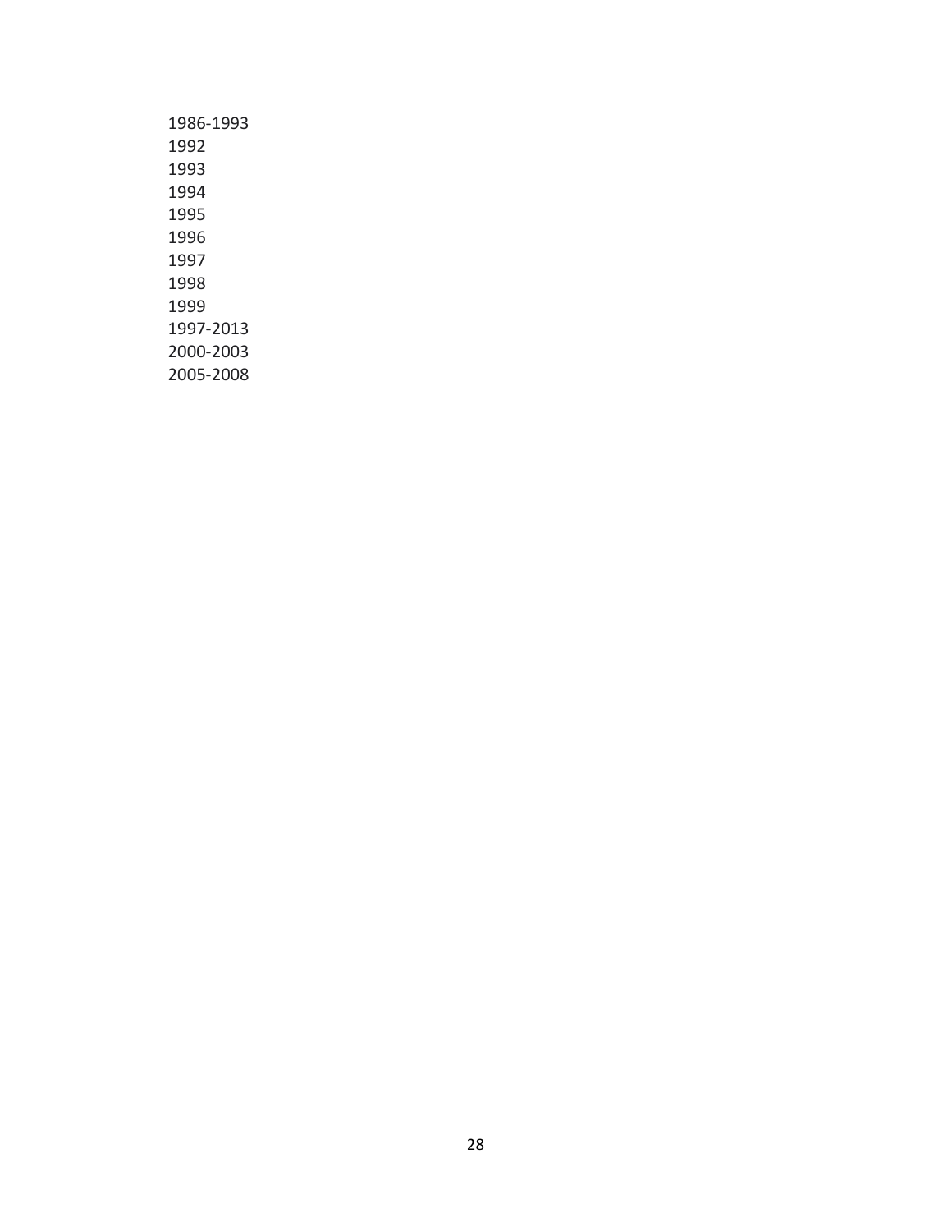1986-1993
1992
1993
1994
1995
1996
1997
1998
1999
1997-2013
2000-2003
2005-2008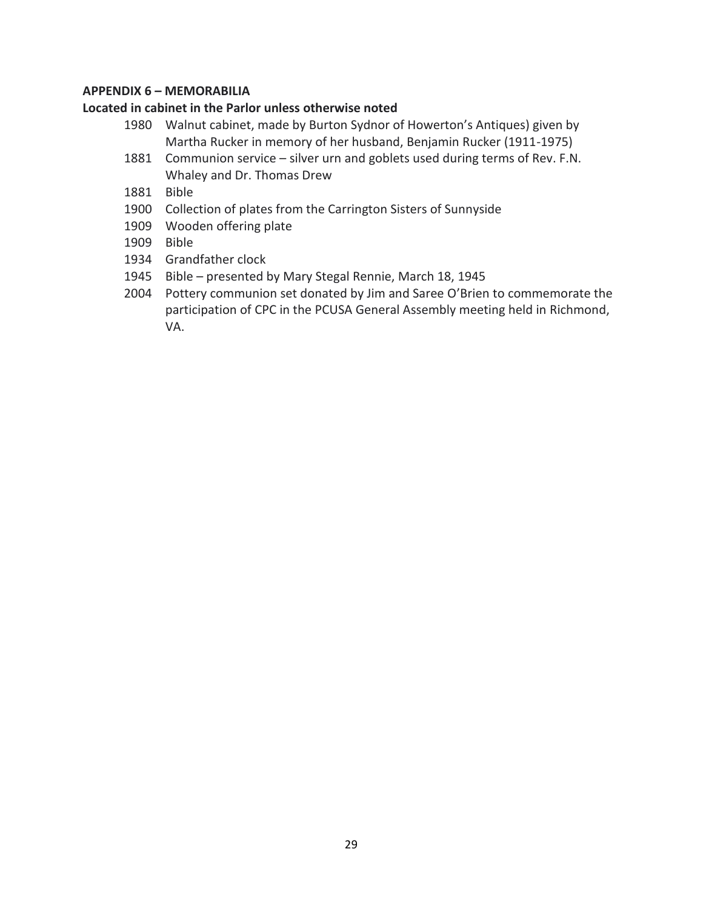**APPENDIX 6 – MEMORABILIA**

**Located in cabinet in the Parlor unless otherwise noted**

1980 Walnut cabinet, made by Burton Sydnor of Howerton's Antiques) given by Martha Rucker in memory of her husband, Benjamin Rucker (1911-1975)

1881 Communion service – silver urn and goblets used during terms of Rev. F.N. Whaley and Dr. Thomas Drew

1881 Bible

1900 Collection of plates from the Carrington Sisters of Sunnyside

1909 Wooden offering plate

1909 Bible

1934 Grandfather clock

1945 Bible – presented by Mary Stegal Rennie, March 18, 1945

2004 Pottery communion set donated by Jim and Saree O'Brien to commemorate the participation of CPC in the PCUSA General Assembly meeting held in Richmond, VA.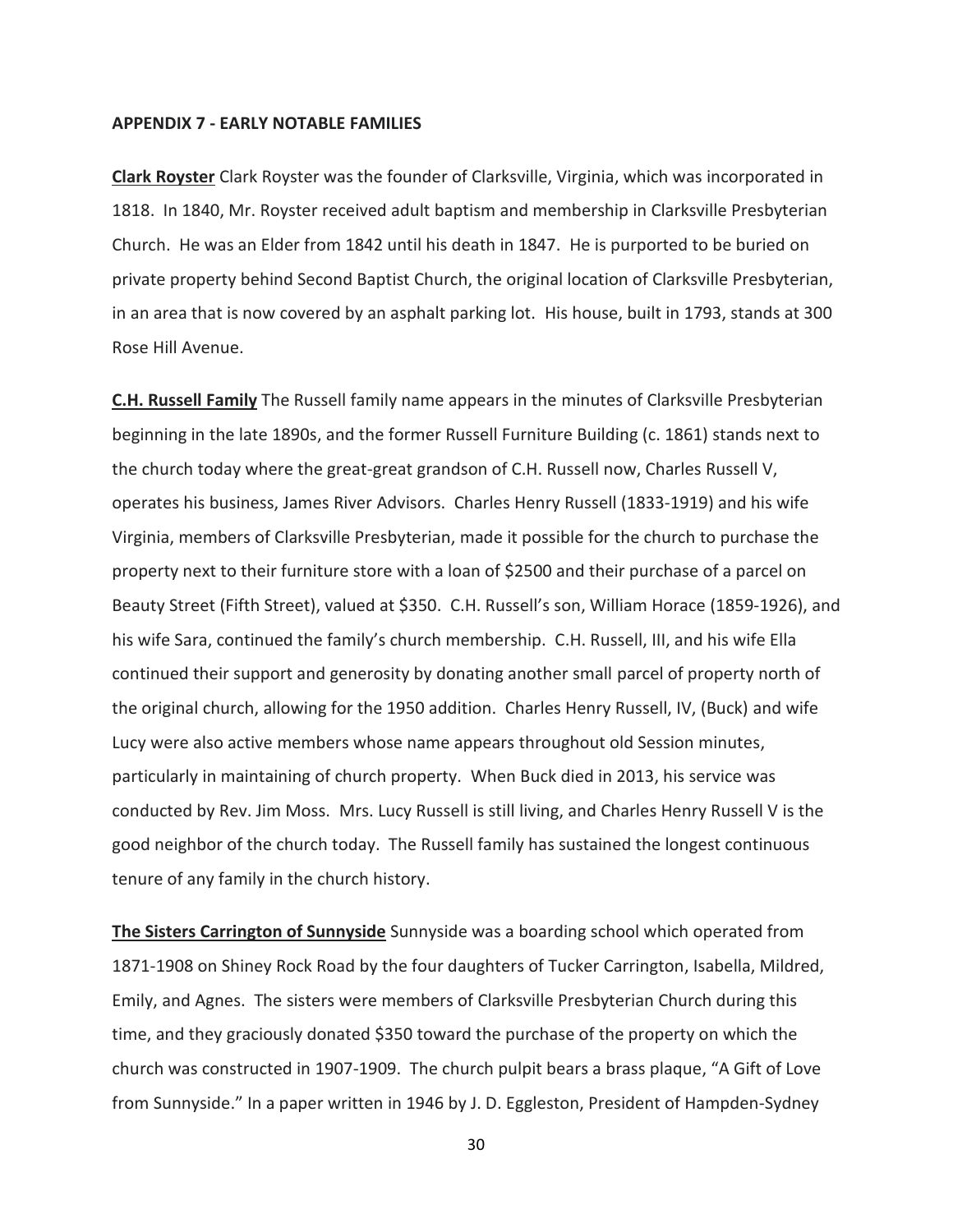**APPENDIX 7 - EARLY NOTABLE FAMILIES**

**Clark Royster** Clark Royster was the founder of Clarksville, Virginia, which was incorporated in 1818. In 1840, Mr. Royster received adult baptism and membership in Clarksville Presbyterian Church. He was an Elder from 1842 until his death in 1847. He is purported to be buried on private property behind Second Baptist Church, the original location of Clarksville Presbyterian, in an area that is now covered by an asphalt parking lot. His house, built in 1793, stands at 300 Rose Hill Avenue.

**C.H. Russell Family** The Russell family name appears in the minutes of Clarksville Presbyterian beginning in the late 1890s, and the former Russell Furniture Building (c. 1861) stands next to the church today where the great-great grandson of C.H. Russell now, Charles Russell V, operates his business, James River Advisors. Charles Henry Russell (1833-1919) and his wife Virginia, members of Clarksville Presbyterian, made it possible for the church to purchase the property next to their furniture store with a loan of $2500 and their purchase of a parcel on Beauty Street (Fifth Street), valued at $350. C.H. Russell's son, William Horace (1859-1926), and his wife Sara, continued the family's church membership. C.H. Russell, III, and his wife Ella continued their support and generosity by donating another small parcel of property north of the original church, allowing for the 1950 addition. Charles Henry Russell, IV, (Buck) and wife Lucy were also active members whose name appears throughout old Session minutes, particularly in maintaining of church property. When Buck died in 2013, his service was conducted by Rev. Jim Moss. Mrs. Lucy Russell is still living, and Charles Henry Russell V is the good neighbor of the church today. The Russell family has sustained the longest continuous tenure of any family in the church history.

**The Sisters Carrington of Sunnyside** Sunnyside was a boarding school which operated from 1871-1908 on Shiney Rock Road by the four daughters of Tucker Carrington, Isabella, Mildred, Emily, and Agnes. The sisters were members of Clarksville Presbyterian Church during this time, and they graciously donated $350 toward the purchase of the property on which the church was constructed in 1907-1909. The church pulpit bears a brass plaque, "A Gift of Love from Sunnyside." In a paper written in 1946 by J. D. Eggleston, President of Hampden-Sydney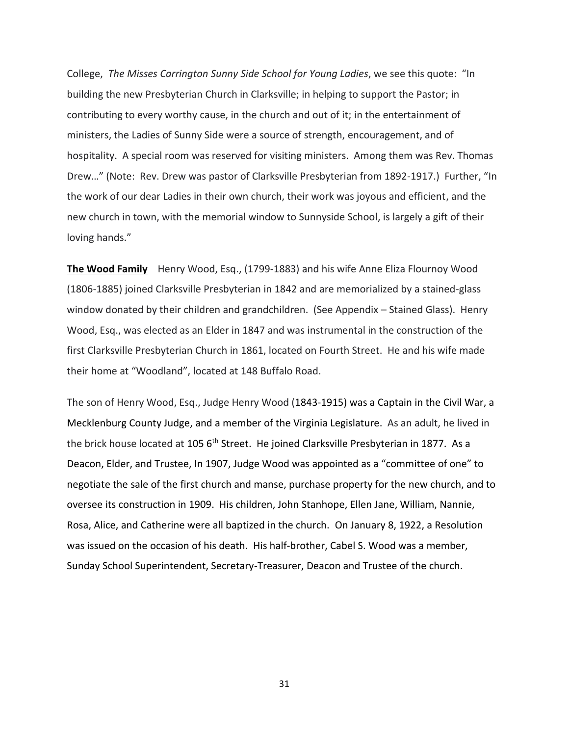College, *The Misses Carrington Sunny Side School for Young Ladies*, we see this quote: "In building the new Presbyterian Church in Clarksville; in helping to support the Pastor; in contributing to every worthy cause, in the church and out of it; in the entertainment of ministers, the Ladies of Sunny Side were a source of strength, encouragement, and of hospitality. A special room was reserved for visiting ministers. Among them was Rev. Thomas Drew…" (Note: Rev. Drew was pastor of Clarksville Presbyterian from 1892-1917.) Further, "In the work of our dear Ladies in their own church, their work was joyous and efficient, and the new church in town, with the memorial window to Sunnyside School, is largely a gift of their loving hands."

**The Wood Family** Henry Wood, Esq., (1799-1883) and his wife Anne Eliza Flournoy Wood (1806-1885) joined Clarksville Presbyterian in 1842 and are memorialized by a stained-glass window donated by their children and grandchildren. (See Appendix – Stained Glass). Henry Wood, Esq., was elected as an Elder in 1847 and was instrumental in the construction of the first Clarksville Presbyterian Church in 1861, located on Fourth Street. He and his wife made their home at "Woodland", located at 148 Buffalo Road.

The son of Henry Wood, Esq., Judge Henry Wood (1843-1915) was a Captain in the Civil War, a Mecklenburg County Judge, and a member of the Virginia Legislature. As an adult, he lived in the brick house located at 105 6th Street. He joined Clarksville Presbyterian in 1877. As a Deacon, Elder, and Trustee, In 1907, Judge Wood was appointed as a "committee of one" to negotiate the sale of the first church and manse, purchase property for the new church, and to oversee its construction in 1909. His children, John Stanhope, Ellen Jane, William, Nannie, Rosa, Alice, and Catherine were all baptized in the church. On January 8, 1922, a Resolution was issued on the occasion of his death. His half-brother, Cabel S. Wood was a member, Sunday School Superintendent, Secretary-Treasurer, Deacon and Trustee of the church.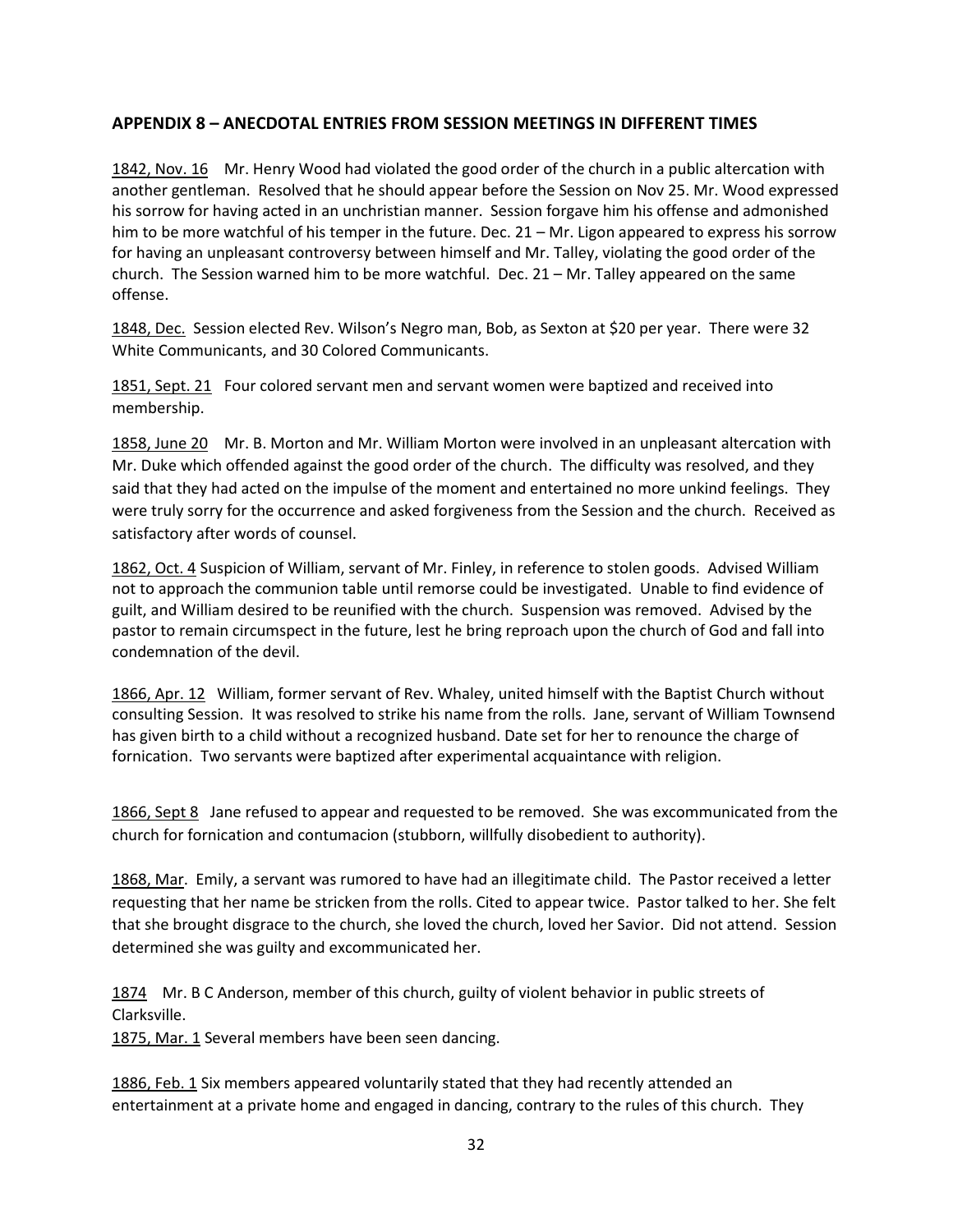## APPENDIX 8 – ANECDOTAL ENTRIES FROM SESSION MEETINGS IN DIFFERENT TIMES

1842, Nov. 16 Mr. Henry Wood had violated the good order of the church in a public altercation with another gentleman. Resolved that he should appear before the Session on Nov 25. Mr. Wood expressed his sorrow for having acted in an unchristian manner. Session forgave him his offense and admonished him to be more watchful of his temper in the future. Dec. 21 – Mr. Ligon appeared to express his sorrow for having an unpleasant controversy between himself and Mr. Talley, violating the good order of the church. The Session warned him to be more watchful. Dec. 21 – Mr. Talley appeared on the same offense.

1848, Dec. Session elected Rev. Wilson's Negro man, Bob, as Sexton at $20 per year. There were 32 White Communicants, and 30 Colored Communicants.

1851, Sept. 21 Four colored servant men and servant women were baptized and received into membership.

1858, June 20 Mr. B. Morton and Mr. William Morton were involved in an unpleasant altercation with Mr. Duke which offended against the good order of the church. The difficulty was resolved, and they said that they had acted on the impulse of the moment and entertained no more unkind feelings. They were truly sorry for the occurrence and asked forgiveness from the Session and the church. Received as satisfactory after words of counsel.

1862, Oct. 4 Suspicion of William, servant of Mr. Finley, in reference to stolen goods. Advised William not to approach the communion table until remorse could be investigated. Unable to find evidence of guilt, and William desired to be reunified with the church. Suspension was removed. Advised by the pastor to remain circumspect in the future, lest he bring reproach upon the church of God and fall into condemnation of the devil.

1866, Apr. 12 William, former servant of Rev. Whaley, united himself with the Baptist Church without consulting Session. It was resolved to strike his name from the rolls. Jane, servant of William Townsend has given birth to a child without a recognized husband. Date set for her to renounce the charge of fornication. Two servants were baptized after experimental acquaintance with religion.

1866, Sept 8 Jane refused to appear and requested to be removed. She was excommunicated from the church for fornication and contumacion (stubborn, willfully disobedient to authority).

1868, Mar. Emily, a servant was rumored to have had an illegitimate child. The Pastor received a letter requesting that her name be stricken from the rolls. Cited to appear twice. Pastor talked to her. She felt that she brought disgrace to the church, she loved the church, loved her Savior. Did not attend. Session determined she was guilty and excommunicated her.

1874 Mr. B C Anderson, member of this church, guilty of violent behavior in public streets of Clarksville.

1875, Mar. 1 Several members have been seen dancing.

1886, Feb. 1 Six members appeared voluntarily stated that they had recently attended an entertainment at a private home and engaged in dancing, contrary to the rules of this church. They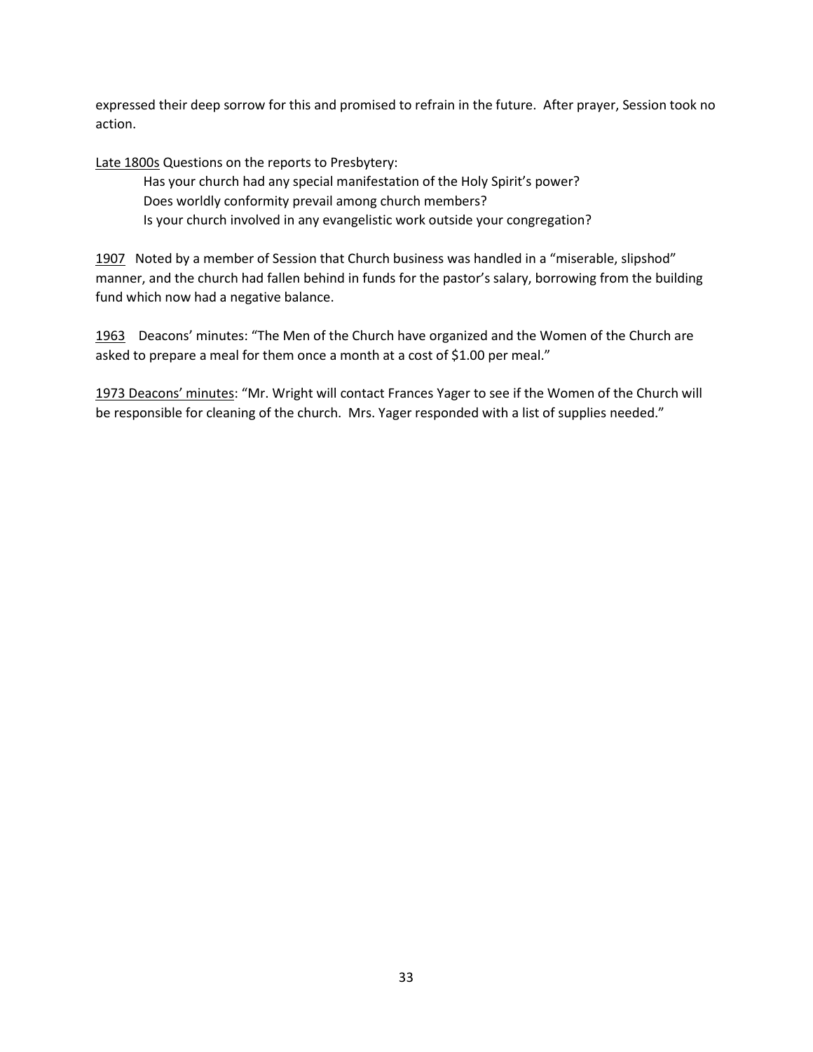expressed their deep sorrow for this and promised to refrain in the future. After prayer, Session took no action.

<u>Late 1800s</u> Questions on the reports to Presbytery:

Has your church had any special manifestation of the Holy Spirit's power?
Does worldly conformity prevail among church members?
Is your church involved in any evangelistic work outside your congregation?

<u>1907</u> Noted by a member of Session that Church business was handled in a "miserable, slipshod" manner, and the church had fallen behind in funds for the pastor's salary, borrowing from the building fund which now had a negative balance.

<u>1963</u> Deacons' minutes: "The Men of the Church have organized and the Women of the Church are asked to prepare a meal for them once a month at a cost of $1.00 per meal."

<u>1973 Deacons' minutes</u>: "Mr. Wright will contact Frances Yager to see if the Women of the Church will be responsible for cleaning of the church. Mrs. Yager responded with a list of supplies needed."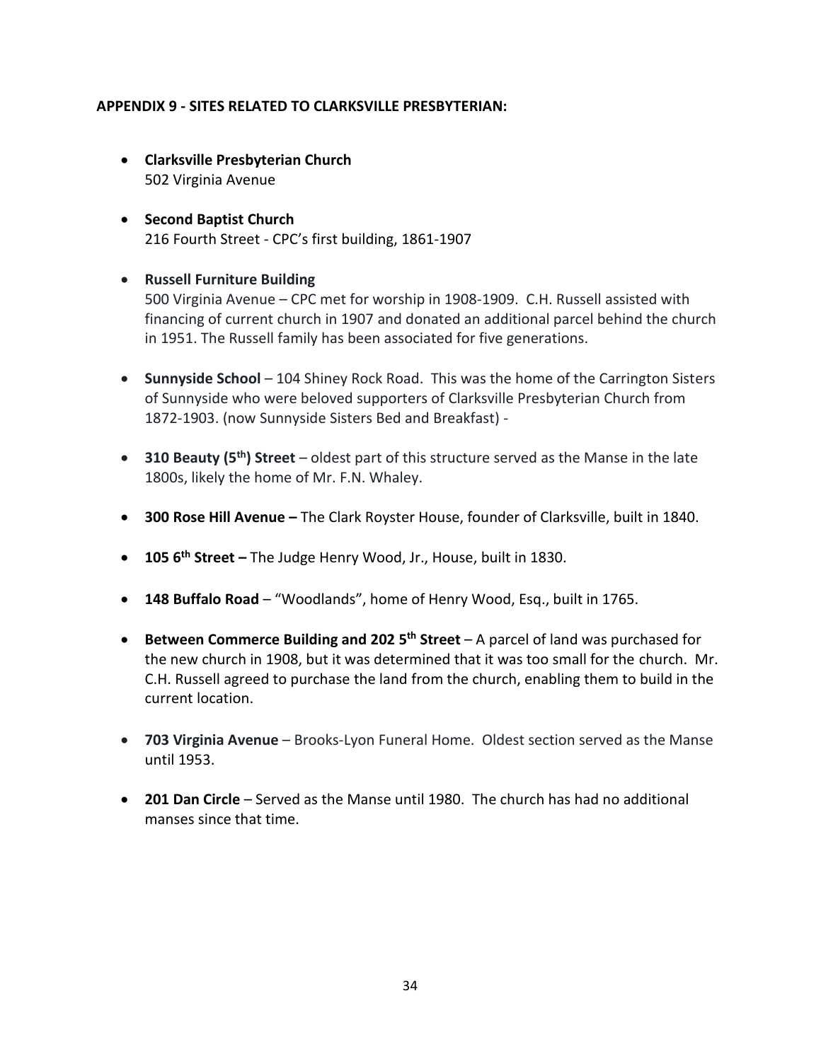**APPENDIX 9 - SITES RELATED TO CLARKSVILLE PRESBYTERIAN:**

- **Clarksville Presbyterian Church**
  502 Virginia Avenue

- **Second Baptist Church**
  216 Fourth Street - CPC's first building, 1861-1907

- **Russell Furniture Building**
  500 Virginia Avenue – CPC met for worship in 1908-1909. C.H. Russell assisted with financing of current church in 1907 and donated an additional parcel behind the church in 1951. The Russell family has been associated for five generations.

- **Sunnyside School** – 104 Shiney Rock Road. This was the home of the Carrington Sisters of Sunnyside who were beloved supporters of Clarksville Presbyterian Church from 1872-1903. (now Sunnyside Sisters Bed and Breakfast) -

- **310 Beauty (5th) Street** – oldest part of this structure served as the Manse in the late 1800s, likely the home of Mr. F.N. Whaley.

- **300 Rose Hill Avenue –** The Clark Royster House, founder of Clarksville, built in 1840.

- **105 6th Street –** The Judge Henry Wood, Jr., House, built in 1830.

- **148 Buffalo Road** – "Woodlands", home of Henry Wood, Esq., built in 1765.

- **Between Commerce Building and 202 5th Street** – A parcel of land was purchased for the new church in 1908, but it was determined that it was too small for the church. Mr. C.H. Russell agreed to purchase the land from the church, enabling them to build in the current location.

- **703 Virginia Avenue** – Brooks-Lyon Funeral Home. Oldest section served as the Manse until 1953.

- **201 Dan Circle** – Served as the Manse until 1980. The church has had no additional manses since that time.